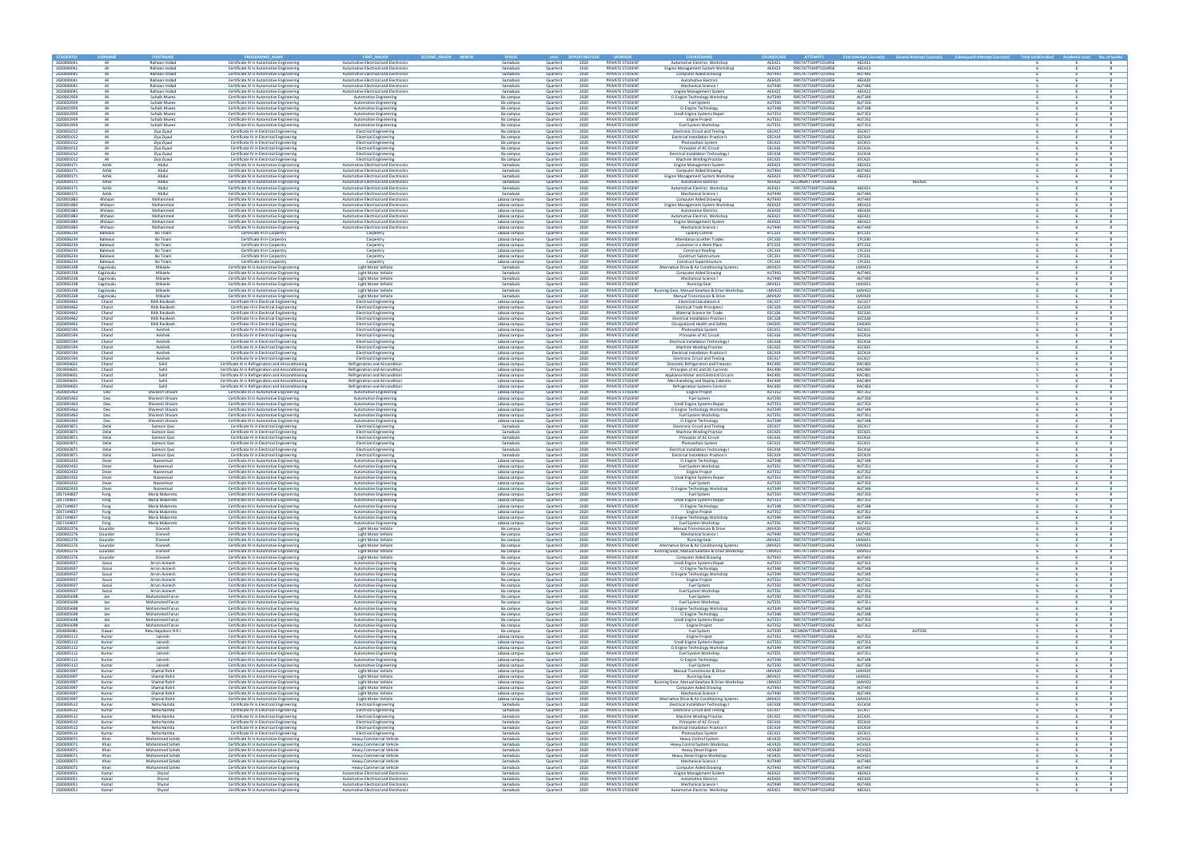| STUDENTID | SURNAME | FIRSTNAME | PROGRAMME_NAME | FIRST_MAJOR | SECOND_MAJOR | MINOR | VENUE | term | REPORTINGYEAR | SPONSOR | COURSENAME | COURSECODE | ATTEMPTS | First Attempt Course(s) | Second Attempt Course(s) | Subsequent Attempt Course(s) | Total UnitEnrolled | Academic Load | No. of weeks |
|---|---|---|---|---|---|---|---|---|---|---|---|---|---|---|---|---|---|---|---|
| 2020000041 | Ali | Rahaan Imdad | Certificate IV in Automotive Engineering | Automotive Electrical and Electronics | | | Samabula | Quarter4 | 2020 | PRIVATE STUDENT | Automotive Electric Workshop | AEE421 | FIRSTATTEMPTCOURSE | AEE421 | | | 6 | 6 | 8 |
| 2020000041 | Ali | Rahaan Imdad | Certificate IV in Automotive Engineering | Automotive Electrical and Electronics | | | Samabula | Quarter4 | 2020 | PRIVATE STUDENT | Engine Management System Workshop | AEE423 | FIRSTATTEMPTCOURSE | AEE423 | | | 6 | 6 | 8 |
| 2020000041 | Ali | Rahaan Imdad | Certificate IV in Automotive Engineering | Automotive Electrical and Electronics | | | Samabula | Quarter4 | 2020 | PRIVATE STUDENT | Computer Aided Drawing | AUT443 | FIRSTATTEMPTCOURSE | AUT443 | | | 6 | 6 | 8 |
| 2020000041 | Ali | Rahaan Imdad | Certificate IV in Automotive Engineering | Automotive Electrical and Electronics | | | Samabula | Quarter4 | 2020 | PRIVATE STUDENT | Automotive Electrics | AEE420 | FIRSTATTEMPTCOURSE | AEE420 | | | 6 | 6 | 8 |
| 2020000041 | Ali | Rahaan Imdad | Certificate IV in Automotive Engineering | Automotive Electrical and Electronics | | | Samabula | Quarter4 | 2020 | PRIVATE STUDENT | Mechanical Science I | AUT440 | FIRSTATTEMPTCOURSE | AUT440 | | | 6 | 6 | 8 |
| 2020000041 | Ali | Rahaan Imdad | Certificate IV in Automotive Engineering | Automotive Electrical and Electronics | | | Samabula | Quarter4 | 2020 | PRIVATE STUDENT | Engine Management System | AEE422 | FIRSTATTEMPTCOURSE | AEE422 | | | 6 | 6 | 8 |
| 2020002959 | Ali | Suhaib Mueez | Certificate III in Automotive Engineering | Automotive Engineering | | | Ba campus | Quarter4 | 2020 | PRIVATE STUDENT | CI Engine Technology Workshop | AUT349 | FIRSTATTEMPTCOURSE | AUT349 | | | 6 | 6 | 8 |
| 2020002959 | Ali | Suhaib Mueez | Certificate III in Automotive Engineering | Automotive Engineering | | | Ba campus | Quarter4 | 2020 | PRIVATE STUDENT | Fuel System | AUT350 | FIRSTATTEMPTCOURSE | AUT350 | | | 6 | 6 | 8 |
| 2020002959 | Ali | Suhaib Mueez | Certificate III in Automotive Engineering | Automotive Engineering | | | Ba campus | Quarter4 | 2020 | PRIVATE STUDENT | CI Engine Technology | AUT348 | FIRSTATTEMPTCOURSE | AUT348 | | | 6 | 6 | 8 |
| 2020002959 | Ali | Suhaib Mueez | Certificate III in Automotive Engineering | Automotive Engineering | | | Ba campus | Quarter4 | 2020 | PRIVATE STUDENT | Small Engine Systems Repair | AUT353 | FIRSTATTEMPTCOURSE | AUT353 | | | 6 | 6 | 8 |
| 2020002959 | Ali | Suhaib Mueez | Certificate III in Automotive Engineering | Automotive Engineering | | | Ba campus | Quarter4 | 2020 | PRIVATE STUDENT | Engine Project | AUT352 | FIRSTATTEMPTCOURSE | AUT352 | | | 6 | 6 | 8 |
| 2020002959 | Ali | Suhaib Mueez | Certificate III in Automotive Engineering | Automotive Engineering | | | Ba campus | Quarter4 | 2020 | PRIVATE STUDENT | Fuel System Workshop | AUT351 | FIRSTATTEMPTCOURSE | AUT351 | | | 6 | 6 | 8 |
| 2020001012 | Ali | Ziya Ziyaul | Certificate IV in Electrical Engineering | Electrical Engineering | | | Ba campus | Quarter4 | 2020 | PRIVATE STUDENT | Electronic Circuit and Testing | EEC417 | FIRSTATTEMPTCOURSE | EEC417 | | | 6 | 6 | 8 |
| 2020001012 | Ali | Ziya Ziyaul | Certificate IV in Electrical Engineering | Electrical Engineering | | | Ba campus | Quarter4 | 2020 | PRIVATE STUDENT | Electrical Installation Practice II | EEC419 | FIRSTATTEMPTCOURSE | EEC419 | | | 6 | 6 | 8 |
| 2020001012 | Ali | Ziya Ziyaul | Certificate IV in Electrical Engineering | Electrical Engineering | | | Ba campus | Quarter4 | 2020 | PRIVATE STUDENT | Photovoltaic System | EEC415 | FIRSTATTEMPTCOURSE | EEC415 | | | 6 | 6 | 8 |
| 2020001012 | Ali | Ziya Ziyaul | Certificate IV in Electrical Engineering | Electrical Engineering | | | Ba campus | Quarter4 | 2020 | PRIVATE STUDENT | Principles of AC Circuit | EEC416 | FIRSTATTEMPTCOURSE | EEC416 | | | 6 | 6 | 8 |
| 2020001012 | Ali | Ziya Ziyaul | Certificate IV in Electrical Engineering | Electrical Engineering | | | Ba campus | Quarter4 | 2020 | PRIVATE STUDENT | Electrical Installation Technology I | EEC418 | FIRSTATTEMPTCOURSE | EEC418 | | | 6 | 6 | 8 |
| 2020001012 | Ali | Ziya Ziyaul | Certificate IV in Electrical Engineering | Electrical Engineering | | | Ba campus | Quarter4 | 2020 | PRIVATE STUDENT | Machine Winding Practice | EEC425 | FIRSTATTEMPTCOURSE | EEC425 | | | 6 | 6 | 8 |
| 2020000171 | Ashik | Abdul | Certificate IV in Automotive Engineering | Automotive Electrical and Electronics | | | Samabula | Quarter4 | 2020 | PRIVATE STUDENT | Engine Management System | AEE422 | FIRSTATTEMPTCOURSE | AEE422 | | | 6 | 6 | 8 |
| 2020000171 | Ashik | Abdul | Certificate IV in Automotive Engineering | Automotive Electrical and Electronics | | | Samabula | Quarter4 | 2020 | PRIVATE STUDENT | Computer Aided Drawing | AUT443 | FIRSTATTEMPTCOURSE | AUT443 | | | 6 | 6 | 8 |
| 2020000171 | Ashik | Abdul | Certificate IV in Automotive Engineering | Automotive Electrical and Electronics | | | Samabula | Quarter4 | 2020 | PRIVATE STUDENT | Engine Management System Workshop | AEE423 | FIRSTATTEMPTCOURSE | AEE423 | | | 6 | 6 | 8 |
| 2020000171 | Ashik | Abdul | Certificate IV in Automotive Engineering | Automotive Electrical and Electronics | | | Samabula | Quarter4 | 2020 | PRIVATE STUDENT | Automotive Electrics | AEE420 | SECONDATTEMPTCOURSE | | AEE420 | | 6 | 6 | 8 |
| 2020000171 | Ashik | Abdul | Certificate IV in Automotive Engineering | Automotive Electrical and Electronics | | | Samabula | Quarter4 | 2020 | PRIVATE STUDENT | Automotive Electric Workshop | AEE421 | FIRSTATTEMPTCOURSE | AEE421 | | | 6 | 6 | 8 |
| 2020000171 | Ashik | Abdul | Certificate IV in Automotive Engineering | Automotive Electrical and Electronics | | | Samabula | Quarter4 | 2020 | PRIVATE STUDENT | Mechanical Science I | AUT440 | FIRSTATTEMPTCOURSE | AUT440 | | | 6 | 6 | 8 |
| 2020001884 | Afshan | Mohammed | Certificate IV in Automotive Engineering | Automotive Electrical and Electronics | | | Labasa campus | Quarter4 | 2020 | PRIVATE STUDENT | Computer Aided Drawing | AUT443 | FIRSTATTEMPTCOURSE | AUT443 | | | 6 | 6 | 8 |
| 2020001884 | Afshan | Mohammed | Certificate IV in Automotive Engineering | Automotive Electrical and Electronics | | | Labasa campus | Quarter4 | 2020 | PRIVATE STUDENT | Engine Management System Workshop | AEE423 | FIRSTATTEMPTCOURSE | AEE423 | | | 6 | 6 | 8 |
| 2020001884 | Afshan | Mohammed | Certificate IV in Automotive Engineering | Automotive Electrical and Electronics | | | Labasa campus | Quarter4 | 2020 | PRIVATE STUDENT | Automotive Electrics | AEE420 | FIRSTATTEMPTCOURSE | AEE420 | | | 6 | 6 | 8 |
| 2020001884 | Afshan | Mohammed | Certificate IV in Automotive Engineering | Automotive Electrical and Electronics | | | Labasa campus | Quarter4 | 2020 | PRIVATE STUDENT | Automotive Electric Workshop | AEE421 | FIRSTATTEMPTCOURSE | AEE421 | | | 6 | 6 | 8 |
| 2020001884 | Afshan | Mohammed | Certificate IV in Automotive Engineering | Automotive Electrical and Electronics | | | Labasa campus | Quarter4 | 2020 | PRIVATE STUDENT | Engine Management System | AEE422 | FIRSTATTEMPTCOURSE | AEE422 | | | 6 | 6 | 8 |
| 2020001884 | Afshan | Mohammed | Certificate IV in Automotive Engineering | Automotive Electrical and Electronics | | | Labasa campus | Quarter4 | 2020 | PRIVATE STUDENT | Mechanical Science I | AUT440 | FIRSTATTEMPTCOURSE | AUT440 | | | 6 | 6 | 8 |
| 2020006234 | Balewai | Bai Tinani | Certificate III in Carpentry | Carpentry | | | Labasa campus | Quarter4 | 2020 | PRIVATE STUDENT | Quality Control | BTC331 | FIRSTATTEMPTCOURSE | BTC331 | | | 6 | 6 | 8 |
| 2020006234 | Balewai | Bai Tinani | Certificate III in Carpentry | Carpentry | | | Labasa campus | Quarter4 | 2020 | PRIVATE STUDENT | Attendance to other Trades | CPC330 | FIRSTATTEMPTCOURSE | CPC330 | | | 6 | 6 | 8 |
| 2020006234 | Balewai | Bai Tinani | Certificate III in Carpentry | Carpentry | | | Labasa campus | Quarter4 | 2020 | PRIVATE STUDENT | Customer in a Work Place | BTC332 | FIRSTATTEMPTCOURSE | BTC332 | | | 6 | 6 | 8 |
| 2020006234 | Balewai | Bai Tinani | Certificate III in Carpentry | Carpentry | | | Labasa campus | Quarter4 | 2020 | PRIVATE STUDENT | Construct Roofing | CPC333 | FIRSTATTEMPTCOURSE | CPC333 | | | 6 | 6 | 8 |
| 2020006234 | Balewai | Bai Tinani | Certificate III in Carpentry | Carpentry | | | Labasa campus | Quarter4 | 2020 | PRIVATE STUDENT | Construct Substructure | CPC331 | FIRSTATTEMPTCOURSE | CPC331 | | | 6 | 6 | 8 |
| 2020006234 | Balewai | Bai Tinani | Certificate III in Carpentry | Carpentry | | | Labasa campus | Quarter4 | 2020 | PRIVATE STUDENT | Construct Superstructure | CPC332 | FIRSTATTEMPTCOURSE | CPC332 | | | 6 | 6 | 8 |
| 2020005338 | Caginivalu | Mikaele | Certificate IV in Automotive Engineering | Light Motor Vehicle | | | Samabula | Quarter4 | 2020 | PRIVATE STUDENT | Alternative Drive & Air Conditioning Systems | LMV423 | FIRSTATTEMPTCOURSE | LMV423 | | | 6 | 6 | 8 |
| 2020005338 | Caginivalu | Mikaele | Certificate IV in Automotive Engineering | Light Motor Vehicle | | | Samabula | Quarter4 | 2020 | PRIVATE STUDENT | Computer Aided Drawing | AUT443 | FIRSTATTEMPTCOURSE | AUT443 | | | 6 | 6 | 8 |
| 2020005338 | Caginivalu | Mikaele | Certificate IV in Automotive Engineering | Light Motor Vehicle | | | Samabula | Quarter4 | 2020 | PRIVATE STUDENT | Mechanical Science I | AUT440 | FIRSTATTEMPTCOURSE | AUT440 | | | 6 | 6 | 8 |
| 2020005338 | Caginivalu | Mikaele | Certificate IV in Automotive Engineering | Light Motor Vehicle | | | Samabula | Quarter4 | 2020 | PRIVATE STUDENT | Running Gear | LMV421 | FIRSTATTEMPTCOURSE | LMV421 | | | 6 | 6 | 8 |
| 2020005338 | Caginivalu | Mikaele | Certificate IV in Automotive Engineering | Light Motor Vehicle | | | Samabula | Quarter4 | 2020 | PRIVATE STUDENT | Running Gear, Manual Gearbox & Drive Workshop | LMV422 | FIRSTATTEMPTCOURSE | LMV422 | | | 6 | 6 | 8 |
| 2020005338 | Caginivalu | Mikaele | Certificate IV in Automotive Engineering | Light Motor Vehicle | | | Samabula | Quarter4 | 2020 | PRIVATE STUDENT | Manual Transmission & Drive | LMV420 | FIRSTATTEMPTCOURSE | LMV420 | | | 6 | 6 | 8 |
| 2020004462 | Chand | Ritik Ravikesh | Certificate III in Electrical Engineering | Electrical Engineering | | | Labasa campus | Quarter4 | 2020 | PRIVATE STUDENT | Electrical Calculations II | EEC327 | FIRSTATTEMPTCOURSE | EEC327 | | | 5 | 5 | 8 |
| 2020004462 | Chand | Ritik Ravikesh | Certificate III in Electrical Engineering | Electrical Engineering | | | Labasa campus | Quarter4 | 2020 | PRIVATE STUDENT | Electrical Trade Principles I | EEC329 | FIRSTATTEMPTCOURSE | EEC329 | | | 5 | 5 | 8 |
| 2020004462 | Chand | Ritik Ravikesh | Certificate III in Electrical Engineering | Electrical Engineering | | | Labasa campus | Quarter4 | 2020 | PRIVATE STUDENT | Material Science for Trade | EEC326 | FIRSTATTEMPTCOURSE | EEC326 | | | 5 | 5 | 8 |
| 2020004462 | Chand | Ritik Ravikesh | Certificate III in Electrical Engineering | Electrical Engineering | | | Labasa campus | Quarter4 | 2020 | PRIVATE STUDENT | Electrical Installation Practice I | EEC328 | FIRSTATTEMPTCOURSE | EEC328 | | | 5 | 5 | 8 |
| 2020004462 | Chand | Ritik Ravikesh | Certificate III in Electrical Engineering | Electrical Engineering | | | Labasa campus | Quarter4 | 2020 | PRIVATE STUDENT | Occupational Health and Safety | OHS301 | FIRSTATTEMPTCOURSE | OHS301 | | | 5 | 5 | 8 |
| 2020001594 | Chand | Avishek | Certificate IV in Electrical Engineering | Electrical Engineering | | | Labasa campus | Quarter4 | 2020 | PRIVATE STUDENT | Photovoltaic System | EEC415 | FIRSTATTEMPTCOURSE | EEC415 | | | 6 | 6 | 8 |
| 2020001594 | Chand | Avishek | Certificate IV in Electrical Engineering | Electrical Engineering | | | Labasa campus | Quarter4 | 2020 | PRIVATE STUDENT | Principles of AC Circuit | EEC416 | FIRSTATTEMPTCOURSE | EEC416 | | | 6 | 6 | 8 |
| 2020001594 | Chand | Avishek | Certificate IV in Electrical Engineering | Electrical Engineering | | | Labasa campus | Quarter4 | 2020 | PRIVATE STUDENT | Electrical Installation Technology I | EEC418 | FIRSTATTEMPTCOURSE | EEC418 | | | 6 | 6 | 8 |
| 2020001594 | Chand | Avishek | Certificate IV in Electrical Engineering | Electrical Engineering | | | Labasa campus | Quarter4 | 2020 | PRIVATE STUDENT | Machine Winding Practice | EEC425 | FIRSTATTEMPTCOURSE | EEC425 | | | 6 | 6 | 8 |
| 2020001594 | Chand | Avishek | Certificate IV in Electrical Engineering | Electrical Engineering | | | Labasa campus | Quarter4 | 2020 | PRIVATE STUDENT | Electrical Installation Practice II | EEC419 | FIRSTATTEMPTCOURSE | EEC419 | | | 6 | 6 | 8 |
| 2020001594 | Chand | Avishek | Certificate IV in Electrical Engineering | Electrical Engineering | | | Labasa campus | Quarter4 | 2020 | PRIVATE STUDENT | Electronic Circuit and Testing | EEC417 | FIRSTATTEMPTCOURSE | EEC417 | | | 6 | 6 | 8 |
| 2019004601 | Chand | Sahil | Certificate IV in Refrigeration and Airconditioning | Refrigeration and Airconditioning | | | Labasa campus | Quarter4 | 2020 | PRIVATE STUDENT | Domestic Refrigeration and Freezers | RAC403 | FIRSTATTEMPTCOURSE | RAC403 | | | 5 | 5 | 8 |
| 2019004601 | Chand | Sahil | Certificate IV in Refrigeration and Airconditioning | Refrigeration and Airconditioning | | | Labasa campus | Quarter4 | 2020 | PRIVATE STUDENT | Principles of AC and DC Currents | RAC400 | FIRSTATTEMPTCOURSE | RAC400 | | | 5 | 5 | 8 |
| 2019004601 | Chand | Sahil | Certificate IV in Refrigeration and Airconditioning | Refrigeration and Airconditioning | | | Labasa campus | Quarter4 | 2020 | PRIVATE STUDENT | Appliance Motor and Electrical Circuits | RAC401 | FIRSTATTEMPTCOURSE | RAC401 | | | 5 | 5 | 8 |
| 2019004601 | Chand | Sahil | Certificate IV in Refrigeration and Airconditioning | Refrigeration and Airconditioning | | | Labasa campus | Quarter4 | 2020 | PRIVATE STUDENT | Merchandising and Display Cabinets | RAC404 | FIRSTATTEMPTCOURSE | RAC404 | | | 5 | 5 | 8 |
| 2019004601 | Chand | Sahil | Certificate IV in Refrigeration and Airconditioning | Refrigeration and Airconditioning | | | Labasa campus | Quarter4 | 2020 | PRIVATE STUDENT | Refrigeration Systems Control | RAC402 | FIRSTATTEMPTCOURSE | RAC402 | | | 5 | 5 | 8 |
| 2020005463 | Deo | Shivnesh Shivam | Certificate III in Automotive Engineering | Automotive Engineering | | | Labasa campus | Quarter4 | 2020 | PRIVATE STUDENT | Engine Project | AUT352 | FIRSTATTEMPTCOURSE | AUT352 | | | 6 | 6 | 8 |
| 2020005463 | Deo | Shivnesh Shivam | Certificate III in Automotive Engineering | Automotive Engineering | | | Labasa campus | Quarter4 | 2020 | PRIVATE STUDENT | Fuel System | AUT350 | FIRSTATTEMPTCOURSE | AUT350 | | | 6 | 6 | 8 |
| 2020005463 | Deo | Shivnesh Shivam | Certificate III in Automotive Engineering | Automotive Engineering | | | Labasa campus | Quarter4 | 2020 | PRIVATE STUDENT | Small Engine Systems Repair | AUT353 | FIRSTATTEMPTCOURSE | AUT353 | | | 6 | 6 | 8 |
| 2020005463 | Deo | Shivnesh Shivam | Certificate III in Automotive Engineering | Automotive Engineering | | | Labasa campus | Quarter4 | 2020 | PRIVATE STUDENT | CI Engine Technology Workshop | AUT349 | FIRSTATTEMPTCOURSE | AUT349 | | | 6 | 6 | 8 |
| 2020005463 | Deo | Shivnesh Shivam | Certificate III in Automotive Engineering | Automotive Engineering | | | Labasa campus | Quarter4 | 2020 | PRIVATE STUDENT | Fuel System Workshop | AUT351 | FIRSTATTEMPTCOURSE | AUT351 | | | 6 | 6 | 8 |
| 2020005463 | Deo | Shivnesh Shivam | Certificate III in Automotive Engineering | Automotive Engineering | | | Labasa campus | Quarter4 | 2020 | PRIVATE STUDENT | CI Engine Technology | AUT348 | FIRSTATTEMPTCOURSE | AUT348 | | | 6 | 6 | 8 |
| 2020003871 | Delai | Saimoni Qasi | Certificate IV in Electrical Engineering | Electrical Engineering | | | Samabula | Quarter4 | 2020 | PRIVATE STUDENT | Electronic Circuit and Testing | EEC417 | FIRSTATTEMPTCOURSE | EEC417 | | | 6 | 6 | 8 |
| 2020003871 | Delai | Saimoni Qasi | Certificate IV in Electrical Engineering | Electrical Engineering | | | Samabula | Quarter4 | 2020 | PRIVATE STUDENT | Machine Winding Practice | EEC425 | FIRSTATTEMPTCOURSE | EEC425 | | | 6 | 6 | 8 |
| 2020003871 | Delai | Saimoni Qasi | Certificate IV in Electrical Engineering | Electrical Engineering | | | Samabula | Quarter4 | 2020 | PRIVATE STUDENT | Principles of AC Circuit | EEC416 | FIRSTATTEMPTCOURSE | EEC416 | | | 6 | 6 | 8 |
| 2020003871 | Delai | Saimoni Qasi | Certificate IV in Electrical Engineering | Electrical Engineering | | | Samabula | Quarter4 | 2020 | PRIVATE STUDENT | Photovoltaic System | EEC415 | FIRSTATTEMPTCOURSE | EEC415 | | | 6 | 6 | 8 |
| 2020003871 | Delai | Saimoni Qasi | Certificate IV in Electrical Engineering | Electrical Engineering | | | Samabula | Quarter4 | 2020 | PRIVATE STUDENT | Electrical Installation Technology I | EEC418 | FIRSTATTEMPTCOURSE | EEC418 | | | 6 | 6 | 8 |
| 2020003871 | Delai | Saimoni Qasi | Certificate IV in Electrical Engineering | Electrical Engineering | | | Samabula | Quarter4 | 2020 | PRIVATE STUDENT | Electrical Installation Practice II | EEC419 | FIRSTATTEMPTCOURSE | EEC419 | | | 6 | 6 | 8 |
| 2020002432 | Dean | Nazeemud | Certificate III in Automotive Engineering | Automotive Engineering | | | Labasa campus | Quarter4 | 2020 | PRIVATE STUDENT | CI Engine Technology | AUT348 | FIRSTATTEMPTCOURSE | AUT348 | | | 6 | 6 | 8 |
| 2020002432 | Dean | Nazeemud | Certificate III in Automotive Engineering | Automotive Engineering | | | Labasa campus | Quarter4 | 2020 | PRIVATE STUDENT | Fuel System Workshop | AUT351 | FIRSTATTEMPTCOURSE | AUT351 | | | 6 | 6 | 8 |
| 2020002432 | Dean | Nazeemud | Certificate III in Automotive Engineering | Automotive Engineering | | | Labasa campus | Quarter4 | 2020 | PRIVATE STUDENT | Engine Project | AUT352 | FIRSTATTEMPTCOURSE | AUT352 | | | 6 | 6 | 8 |
| 2020002432 | Dean | Nazeemud | Certificate III in Automotive Engineering | Automotive Engineering | | | Labasa campus | Quarter4 | 2020 | PRIVATE STUDENT | Small Engine Systems Repair | AUT353 | FIRSTATTEMPTCOURSE | AUT353 | | | 6 | 6 | 8 |
| 2020002432 | Dean | Nazeemud | Certificate III in Automotive Engineering | Automotive Engineering | | | Labasa campus | Quarter4 | 2020 | PRIVATE STUDENT | Fuel System | AUT350 | FIRSTATTEMPTCOURSE | AUT350 | | | 6 | 6 | 8 |
| 2020002432 | Dean | Nazeemud | Certificate III in Automotive Engineering | Automotive Engineering | | | Labasa campus | Quarter4 | 2020 | PRIVATE STUDENT | CI Engine Technology Workshop | AUT349 | FIRSTATTEMPTCOURSE | AUT349 | | | 6 | 6 | 8 |
| 2017344807 | Fong | Maria Makereta | Certificate III in Automotive Engineering | Automotive Engineering | | | Labasa campus | Quarter4 | 2020 | PRIVATE STUDENT | Fuel System | AUT350 | FIRSTATTEMPTCOURSE | AUT350 | | | 6 | 6 | 8 |
| 2017344807 | Fong | Maria Makereta | Certificate III in Automotive Engineering | Automotive Engineering | | | Labasa campus | Quarter4 | 2020 | PRIVATE STUDENT | Small Engine Systems Repair | AUT353 | FIRSTATTEMPTCOURSE | AUT353 | | | 6 | 6 | 8 |
| 2017344807 | Fong | Maria Makereta | Certificate III in Automotive Engineering | Automotive Engineering | | | Labasa campus | Quarter4 | 2020 | PRIVATE STUDENT | CI Engine Technology | AUT348 | FIRSTATTEMPTCOURSE | AUT348 | | | 6 | 6 | 8 |
| 2017344807 | Fong | Maria Makereta | Certificate III in Automotive Engineering | Automotive Engineering | | | Labasa campus | Quarter4 | 2020 | PRIVATE STUDENT | Engine Project | AUT352 | FIRSTATTEMPTCOURSE | AUT352 | | | 6 | 6 | 8 |
| 2017344807 | Fong | Maria Makereta | Certificate III in Automotive Engineering | Automotive Engineering | | | Labasa campus | Quarter4 | 2020 | PRIVATE STUDENT | CI Engine Technology Workshop | AUT349 | FIRSTATTEMPTCOURSE | AUT349 | | | 6 | 6 | 8 |
| 2017344807 | Fong | Maria Makereta | Certificate III in Automotive Engineering | Automotive Engineering | | | Labasa campus | Quarter4 | 2020 | PRIVATE STUDENT | Fuel System Workshop | AUT351 | FIRSTATTEMPTCOURSE | AUT351 | | | 6 | 6 | 8 |
| 2020002276 | Gounder | Dinesh | Certificate IV in Automotive Engineering | Light Motor Vehicle | | | Ba campus | Quarter4 | 2020 | PRIVATE STUDENT | Manual Transmission & Drive | LMV420 | FIRSTATTEMPTCOURSE | LMV420 | | | 6 | 6 | 8 |
| 2020002276 | Gounder | Dinesh | Certificate IV in Automotive Engineering | Light Motor Vehicle | | | Ba campus | Quarter4 | 2020 | PRIVATE STUDENT | Mechanical Science I | AUT440 | FIRSTATTEMPTCOURSE | AUT440 | | | 6 | 6 | 8 |
| 2020002276 | Gounder | Dinesh | Certificate IV in Automotive Engineering | Light Motor Vehicle | | | Ba campus | Quarter4 | 2020 | PRIVATE STUDENT | Running Gear | LMV421 | FIRSTATTEMPTCOURSE | LMV421 | | | 6 | 6 | 8 |
| 2020002276 | Gounder | Dinesh | Certificate IV in Automotive Engineering | Light Motor Vehicle | | | Ba campus | Quarter4 | 2020 | PRIVATE STUDENT | Alternative Drive & Air Conditioning Systems | LMV423 | FIRSTATTEMPTCOURSE | LMV423 | | | 6 | 6 | 8 |
| 2020002276 | Gounder | Dinesh | Certificate IV in Automotive Engineering | Light Motor Vehicle | | | Ba campus | Quarter4 | 2020 | PRIVATE STUDENT | Running Gear, Manual Gearbox & Drive Workshop | LMV422 | FIRSTATTEMPTCOURSE | LMV422 | | | 6 | 6 | 8 |
| 2020002276 | Gounder | Dinesh | Certificate IV in Automotive Engineering | Light Motor Vehicle | | | Ba campus | Quarter4 | 2020 | PRIVATE STUDENT | Computer Aided Drawing | AUT443 | FIRSTATTEMPTCOURSE | AUT443 | | | 6 | 6 | 8 |
| 2020004937 | Gosai | Arron Avinesh | Certificate III in Automotive Engineering | Automotive Engineering | | | Ba campus | Quarter4 | 2020 | PRIVATE STUDENT | Small Engine Systems Repair | AUT353 | FIRSTATTEMPTCOURSE | AUT353 | | | 6 | 6 | 8 |
| 2020004937 | Gosai | Arron Avinesh | Certificate III in Automotive Engineering | Automotive Engineering | | | Ba campus | Quarter4 | 2020 | PRIVATE STUDENT | CI Engine Technology | AUT348 | FIRSTATTEMPTCOURSE | AUT348 | | | 6 | 6 | 8 |
| 2020004937 | Gosai | Arron Avinesh | Certificate III in Automotive Engineering | Automotive Engineering | | | Ba campus | Quarter4 | 2020 | PRIVATE STUDENT | CI Engine Technology Workshop | AUT349 | FIRSTATTEMPTCOURSE | AUT349 | | | 6 | 6 | 8 |
| 2020004937 | Gosai | Arron Avinesh | Certificate III in Automotive Engineering | Automotive Engineering | | | Ba campus | Quarter4 | 2020 | PRIVATE STUDENT | Engine Project | AUT352 | FIRSTATTEMPTCOURSE | AUT352 | | | 6 | 6 | 8 |
| 2020004937 | Gosai | Arron Avinesh | Certificate III in Automotive Engineering | Automotive Engineering | | | Ba campus | Quarter4 | 2020 | PRIVATE STUDENT | Fuel System | AUT350 | FIRSTATTEMPTCOURSE | AUT350 | | | 6 | 6 | 8 |
| 2020004937 | Gosai | Arron Avinesh | Certificate III in Automotive Engineering | Automotive Engineering | | | Ba campus | Quarter4 | 2020 | PRIVATE STUDENT | Fuel System Workshop | AUT351 | FIRSTATTEMPTCOURSE | AUT351 | | | 6 | 6 | 8 |
| 2020005688 | Jan | Mohammed Farun | Certificate III in Automotive Engineering | Automotive Engineering | | | Ba campus | Quarter4 | 2020 | PRIVATE STUDENT | Fuel System | AUT350 | FIRSTATTEMPTCOURSE | AUT350 | | | 6 | 6 | 8 |
| 2020005688 | Jan | Mohammed Farun | Certificate III in Automotive Engineering | Automotive Engineering | | | Ba campus | Quarter4 | 2020 | PRIVATE STUDENT | Fuel System Workshop | AUT351 | FIRSTATTEMPTCOURSE | AUT351 | | | 6 | 6 | 8 |
| 2020005688 | Jan | Mohammed Farun | Certificate III in Automotive Engineering | Automotive Engineering | | | Ba campus | Quarter4 | 2020 | PRIVATE STUDENT | CI Engine Technology Workshop | AUT349 | FIRSTATTEMPTCOURSE | AUT349 | | | 6 | 6 | 8 |
| 2020005688 | Jan | Mohammed Farun | Certificate III in Automotive Engineering | Automotive Engineering | | | Ba campus | Quarter4 | 2020 | PRIVATE STUDENT | CI Engine Technology | AUT348 | FIRSTATTEMPTCOURSE | AUT348 | | | 6 | 6 | 8 |
| 2020005688 | Jan | Mohammed Farun | Certificate III in Automotive Engineering | Automotive Engineering | | | Ba campus | Quarter4 | 2020 | PRIVATE STUDENT | Small Engine Systems Repair | AUT353 | FIRSTATTEMPTCOURSE | AUT353 | | | 6 | 6 | 8 |
| 2020005688 | Jan | Mohammed Farun | Certificate III in Automotive Engineering | Automotive Engineering | | | Ba campus | Quarter4 | 2020 | PRIVATE STUDENT | Engine Project | AUT352 | FIRSTATTEMPTCOURSE | AUT352 | | | 6 | 6 | 8 |
| 2018006981 | Dawai | Ratu Napolioni N R J | Certificate III in Automotive Engineering | Automotive Engineering | | | Ba campus | Quarter4 | 2020 | PRIVATE STUDENT | Fuel System | AUT350 | SECONDATTEMPTCOURSE | | AUT350 | | 1 | 1 | 8 |
| 2020005112 | Kumar | Jainesh | Certificate III in Automotive Engineering | Automotive Engineering | | | Labasa campus | Quarter4 | 2020 | PRIVATE STUDENT | Engine Project | AUT352 | FIRSTATTEMPTCOURSE | AUT352 | | | 6 | 6 | 8 |
| 2020005112 | Kumar | Jainesh | Certificate III in Automotive Engineering | Automotive Engineering | | | Labasa campus | Quarter4 | 2020 | PRIVATE STUDENT | Small Engine Systems Repair | AUT353 | FIRSTATTEMPTCOURSE | AUT353 | | | 6 | 6 | 8 |
| 2020005112 | Kumar | Jainesh | Certificate III in Automotive Engineering | Automotive Engineering | | | Labasa campus | Quarter4 | 2020 | PRIVATE STUDENT | CI Engine Technology Workshop | AUT349 | FIRSTATTEMPTCOURSE | AUT349 | | | 6 | 6 | 8 |
| 2020005112 | Kumar | Jainesh | Certificate III in Automotive Engineering | Automotive Engineering | | | Labasa campus | Quarter4 | 2020 | PRIVATE STUDENT | Fuel System Workshop | AUT351 | FIRSTATTEMPTCOURSE | AUT351 | | | 6 | 6 | 8 |
| 2020005112 | Kumar | Jainesh | Certificate III in Automotive Engineering | Automotive Engineering | | | Labasa campus | Quarter4 | 2020 | PRIVATE STUDENT | CI Engine Technology | AUT348 | FIRSTATTEMPTCOURSE | AUT348 | | | 6 | 6 | 8 |
| 2020005112 | Kumar | Jainesh | Certificate III in Automotive Engineering | Automotive Engineering | | | Labasa campus | Quarter4 | 2020 | PRIVATE STUDENT | Fuel System | AUT350 | FIRSTATTEMPTCOURSE | AUT350 | | | 6 | 6 | 8 |
| 2020002997 | Kumar | Shamal Rohit | Certificate IV in Automotive Engineering | Light Motor Vehicle | | | Labasa campus | Quarter4 | 2020 | PRIVATE STUDENT | Manual Transmission & Drive | LMV420 | FIRSTATTEMPTCOURSE | LMV420 | | | 6 | 6 | 8 |
| 2020002997 | Kumar | Shamal Rohit | Certificate IV in Automotive Engineering | Light Motor Vehicle | | | Labasa campus | Quarter4 | 2020 | PRIVATE STUDENT | Running Gear | LMV421 | FIRSTATTEMPTCOURSE | LMV421 | | | 6 | 6 | 8 |
| 2020002997 | Kumar | Shamal Rohit | Certificate IV in Automotive Engineering | Light Motor Vehicle | | | Labasa campus | Quarter4 | 2020 | PRIVATE STUDENT | Running Gear, Manual Gearbox & Drive Workshop | LMV422 | FIRSTATTEMPTCOURSE | LMV422 | | | 6 | 6 | 8 |
| 2020002997 | Kumar | Shamal Rohit | Certificate IV in Automotive Engineering | Light Motor Vehicle | | | Labasa campus | Quarter4 | 2020 | PRIVATE STUDENT | Computer Aided Drawing | AUT443 | FIRSTATTEMPTCOURSE | AUT443 | | | 6 | 6 | 8 |
| 2020002997 | Kumar | Shamal Rohit | Certificate IV in Automotive Engineering | Light Motor Vehicle | | | Labasa campus | Quarter4 | 2020 | PRIVATE STUDENT | Mechanical Science I | AUT440 | FIRSTATTEMPTCOURSE | AUT440 | | | 6 | 6 | 8 |
| 2020002997 | Kumar | Shamal Rohit | Certificate IV in Automotive Engineering | Light Motor Vehicle | | | Labasa campus | Quarter4 | 2020 | PRIVATE STUDENT | Alternative Drive & Air Conditioning Systems | LMV423 | FIRSTATTEMPTCOURSE | LMV423 | | | 6 | 6 | 8 |
| 2020004512 | Kumar | Neha Namita | Certificate IV in Electrical Engineering | Electrical Engineering | | | Samabula | Quarter4 | 2020 | PRIVATE STUDENT | Electrical Installation Technology I | EEC418 | FIRSTATTEMPTCOURSE | EEC418 | | | 6 | 6 | 8 |
| 2020004512 | Kumar | Neha Namita | Certificate IV in Electrical Engineering | Electrical Engineering | | | Samabula | Quarter4 | 2020 | PRIVATE STUDENT | Electronic Circuit and Testing | EEC417 | FIRSTATTEMPTCOURSE | EEC417 | | | 6 | 6 | 8 |
| 2020004512 | Kumar | Neha Namita | Certificate IV in Electrical Engineering | Electrical Engineering | | | Samabula | Quarter4 | 2020 | PRIVATE STUDENT | Machine Winding Practice | EEC425 | FIRSTATTEMPTCOURSE | EEC425 | | | 6 | 6 | 8 |
| 2020004512 | Kumar | Neha Namita | Certificate IV in Electrical Engineering | Electrical Engineering | | | Samabula | Quarter4 | 2020 | PRIVATE STUDENT | Principles of AC Circuit | EEC416 | FIRSTATTEMPTCOURSE | EEC416 | | | 6 | 6 | 8 |
| 2020004512 | Kumar | Neha Namita | Certificate IV in Electrical Engineering | Electrical Engineering | | | Samabula | Quarter4 | 2020 | PRIVATE STUDENT | Electrical Installation Practice II | EEC419 | FIRSTATTEMPTCOURSE | EEC419 | | | 6 | 6 | 8 |
| 2020004512 | Kumar | Neha Namita | Certificate IV in Electrical Engineering | Electrical Engineering | | | Samabula | Quarter4 | 2020 | PRIVATE STUDENT | Photovoltaic System | EEC415 | FIRSTATTEMPTCOURSE | EEC415 | | | 6 | 6 | 8 |
| 2020000071 | Khan | Mohammed Soheb | Certificate IV in Automotive Engineering | Heavy Commercial Vehicle | | | Samabula | Quarter4 | 2020 | PRIVATE STUDENT | Heavy Control System | HCV422 | FIRSTATTEMPTCOURSE | HCV422 | | | 6 | 6 | 8 |
| 2020000071 | Khan | Mohammed Soheb | Certificate IV in Automotive Engineering | Heavy Commercial Vehicle | | | Samabula | Quarter4 | 2020 | PRIVATE STUDENT | Heavy Control System Workshop | HCV423 | FIRSTATTEMPTCOURSE | HCV423 | | | 6 | 6 | 8 |
| 2020000071 | Khan | Mohammed Soheb | Certificate IV in Automotive Engineering | Heavy Commercial Vehicle | | | Samabula | Quarter4 | 2020 | PRIVATE STUDENT | Heavy Diesel Engine | HCV420 | FIRSTATTEMPTCOURSE | HCV420 | | | 6 | 6 | 8 |
| 2020000071 | Khan | Mohammed Soheb | Certificate IV in Automotive Engineering | Heavy Commercial Vehicle | | | Samabula | Quarter4 | 2020 | PRIVATE STUDENT | Heavy Diesel Engine Workshop | HCV421 | FIRSTATTEMPTCOURSE | HCV421 | | | 6 | 6 | 8 |
| 2020000071 | Khan | Mohammed Soheb | Certificate IV in Automotive Engineering | Heavy Commercial Vehicle | | | Samabula | Quarter4 | 2020 | PRIVATE STUDENT | Mechanical Science I | AUT440 | FIRSTATTEMPTCOURSE | AUT440 | | | 6 | 6 | 8 |
| 2020000071 | Khan | Mohammed Soheb | Certificate IV in Automotive Engineering | Heavy Commercial Vehicle | | | Samabula | Quarter4 | 2020 | PRIVATE STUDENT | Computer Aided Drawing | AUT443 | FIRSTATTEMPTCOURSE | AUT443 | | | 6 | 6 | 8 |
| 2020000051 | Kamal | Shysal | Certificate IV in Automotive Engineering | Automotive Electrical and Electronics | | | Samabula | Quarter4 | 2020 | PRIVATE STUDENT | Engine Management System | AEE422 | FIRSTATTEMPTCOURSE | AEE422 | | | 6 | 6 | 8 |
| 2020000051 | Kamal | Shysal | Certificate IV in Automotive Engineering | Automotive Electrical and Electronics | | | Samabula | Quarter4 | 2020 | PRIVATE STUDENT | Automotive Electrics | AEE420 | FIRSTATTEMPTCOURSE | AEE420 | | | 6 | 6 | 8 |
| 2020000051 | Kamal | Shysal | Certificate IV in Automotive Engineering | Automotive Electrical and Electronics | | | Samabula | Quarter4 | 2020 | PRIVATE STUDENT | Mechanical Science I | AUT440 | FIRSTATTEMPTCOURSE | AUT440 | | | 6 | 6 | 8 |
| 2020000051 | Kamal | Shysal | Certificate IV in Automotive Engineering | Automotive Electrical and Electronics | | | Samabula | Quarter4 | 2020 | PRIVATE STUDENT | Automotive Electric Workshop | AEE421 | FIRSTATTEMPTCOURSE | AEE421 | | | 6 | 6 | 8 |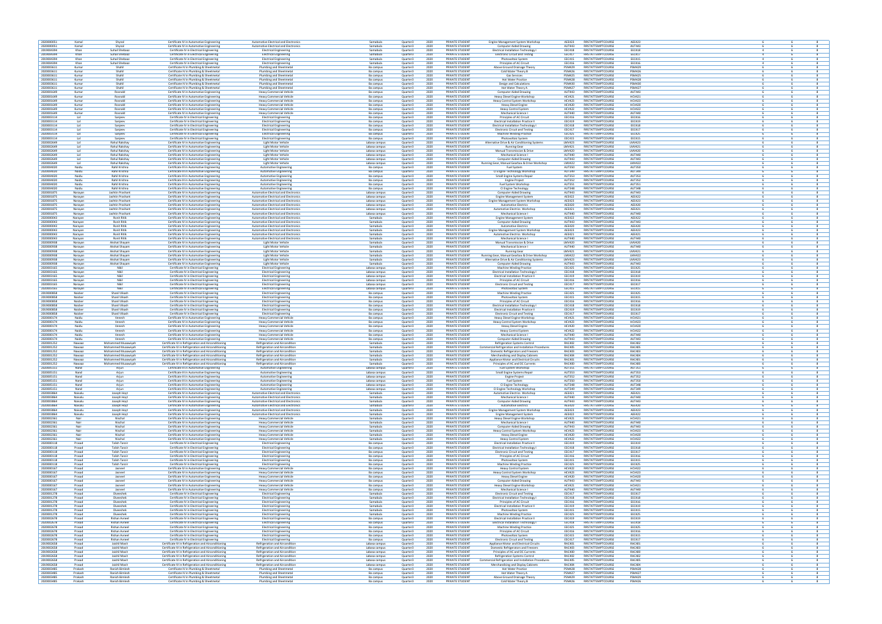| | | | | | | | | | | | | | | | | |
|---|---|---|---|---|---|---|---|---|---|---|---|---|---|---|---|---|
| 2020000051 | Kamal | Shyisal | Certificate IV in Automotive Engineering | Automotive Electrical and Electronics | Samabula | Quarter3 | 2020 | PRIVATE STUDENT | Engine Management System Workshop | AEE423 | FIRSTATTEMPTCOURSE | AEE423 | 6 | 6 | 8 |
| 2020000051 | Kamal | Shyisal | Certificate IV in Automotive Engineering | Automotive Electrical and Electronics | Samabula | Quarter3 | 2020 | PRIVATE STUDENT | Computer Aided Drawing | AUT443 | FIRSTATTEMPTCOURSE | AUT443 | 6 | 6 | 8 |
| 2019004394 | Khan | Suhail Shebaaz | Certificate IV in Electrical Engineering | Electrical Engineering | Samabula | Quarter3 | 2020 | PRIVATE STUDENT | Electrical Installation Technology I | EEC418 | FIRSTATTEMPTCOURSE | EEC418 | 4 | 4 | 8 |
| 2019004394 | Khan | Suhail Shebaaz | Certificate IV in Electrical Engineering | Electrical Engineering | Samabula | Quarter3 | 2020 | PRIVATE STUDENT | Electronic Circuit and Testing | EEC417 | FIRSTATTEMPTCOURSE | EEC417 | 4 | 4 | 8 |
| 2019004394 | Khan | Suhail Shebaaz | Certificate IV in Electrical Engineering | Electrical Engineering | Samabula | Quarter3 | 2020 | PRIVATE STUDENT | Photovoltaic System | EEC415 | FIRSTATTEMPTCOURSE | EEC415 | 4 | 4 | 8 |
| 2019004394 | Khan | Suhail Shebaaz | Certificate IV in Electrical Engineering | Electrical Engineering | Samabula | Quarter3 | 2020 | PRIVATE STUDENT | Principles of AC Circuit | EEC416 | FIRSTATTEMPTCOURSE | EEC416 | 4 | 4 | 8 |
| 2020003611 | Kumar | Shahil | Certificate IV in Plumbing & Sheetmetal | Plumbing and Sheetmetal | Ba campus | Quarter3 | 2020 | PRIVATE STUDENT | Above Ground Drainage Theory | PSM429 | FIRSTATTEMPTCOURSE | PSM429 | 6 | 6 | 8 |
| 2020003611 | Kumar | Shahil | Certificate IV in Plumbing & Sheetmetal | Plumbing and Sheetmetal | Ba campus | Quarter3 | 2020 | PRIVATE STUDENT | Cold Water Theory B | PSM426 | FIRSTATTEMPTCOURSE | PSM426 | 6 | 6 | 8 |
| 2020003611 | Kumar | Shahil | Certificate IV in Plumbing & Sheetmetal | Plumbing and Sheetmetal | Ba campus | Quarter3 | 2020 | PRIVATE STUDENT | Gas Services | PSM425 | FIRSTATTEMPTCOURSE | PSM425 | 6 | 6 | 8 |
| 2020003611 | Kumar | Shahil | Certificate IV in Plumbing & Sheetmetal | Plumbing and Sheetmetal | Ba campus | Quarter3 | 2020 | PRIVATE STUDENT | Hot Water Practice | PSM428 | FIRSTATTEMPTCOURSE | PSM428 | 6 | 6 | 8 |
| 2020003611 | Kumar | Shahil | Certificate IV in Plumbing & Sheetmetal | Plumbing and Sheetmetal | Ba campus | Quarter3 | 2020 | PRIVATE STUDENT | Design and Calculations | PSM430 | FIRSTATTEMPTCOURSE | PSM430 | 6 | 6 | 8 |
| 2020003611 | Kumar | Shahil | Certificate IV in Plumbing & Sheetmetal | Plumbing and Sheetmetal | Ba campus | Quarter3 | 2020 | PRIVATE STUDENT | Hot Water Theory A | PSM427 | FIRSTATTEMPTCOURSE | PSM427 | 6 | 6 | 8 |
| 2020001649 | Kumar | Rosnald | Certificate IV in Automotive Engineering | Heavy Commercial Vehicle | Ba campus | Quarter3 | 2020 | PRIVATE STUDENT | Computer Aided Drawing | AUT443 | FIRSTATTEMPTCOURSE | AUT443 | 6 | 6 | 8 |
| 2020001649 | Kumar | Rosnald | Certificate IV in Automotive Engineering | Heavy Commercial Vehicle | Ba campus | Quarter3 | 2020 | PRIVATE STUDENT | Heavy Diesel Engine Workshop | HCV421 | FIRSTATTEMPTCOURSE | HCV421 | 6 | 6 | 8 |
| 2020001649 | Kumar | Rosnald | Certificate IV in Automotive Engineering | Heavy Commercial Vehicle | Ba campus | Quarter3 | 2020 | PRIVATE STUDENT | Heavy Control System Workshop | HCV423 | FIRSTATTEMPTCOURSE | HCV423 | 6 | 6 | 8 |
| 2020001649 | Kumar | Rosnald | Certificate IV in Automotive Engineering | Heavy Commercial Vehicle | Ba campus | Quarter3 | 2020 | PRIVATE STUDENT | Heavy Diesel Engine | HCV420 | FIRSTATTEMPTCOURSE | HCV420 | 6 | 6 | 8 |
| 2020001649 | Kumar | Rosnald | Certificate IV in Automotive Engineering | Heavy Commercial Vehicle | Ba campus | Quarter3 | 2020 | PRIVATE STUDENT | Heavy Control System | HCV422 | FIRSTATTEMPTCOURSE | HCV422 | 6 | 6 | 8 |
| 2020001649 | Kumar | Rosnald | Certificate IV in Automotive Engineering | Heavy Commercial Vehicle | Ba campus | Quarter3 | 2020 | PRIVATE STUDENT | Mechanical Science I | AUT440 | FIRSTATTEMPTCOURSE | AUT440 | 6 | 6 | 8 |
| 2020003114 | Lal | Sanjeev | Certificate IV in Electrical Engineering | Electrical Engineering | Ba campus | Quarter3 | 2020 | PRIVATE STUDENT | Principles of AC Circuit | EEC416 | FIRSTATTEMPTCOURSE | EEC416 | 6 | 6 | 8 |
| 2020003114 | Lal | Sanjeev | Certificate IV in Electrical Engineering | Electrical Engineering | Ba campus | Quarter3 | 2020 | PRIVATE STUDENT | Electrical Installation Practice II | EEC419 | FIRSTATTEMPTCOURSE | EEC419 | 6 | 6 | 8 |
| 2020003114 | Lal | Sanjeev | Certificate IV in Electrical Engineering | Electrical Engineering | Ba campus | Quarter3 | 2020 | PRIVATE STUDENT | Electrical Installation Technology I | EEC418 | FIRSTATTEMPTCOURSE | EEC418 | 6 | 6 | 8 |
| 2020003114 | Lal | Sanjeev | Certificate IV in Electrical Engineering | Electrical Engineering | Ba campus | Quarter3 | 2020 | PRIVATE STUDENT | Electronic Circuit and Testing | EEC417 | FIRSTATTEMPTCOURSE | EEC417 | 6 | 6 | 8 |
| 2020003114 | Lal | Sanjeev | Certificate IV in Electrical Engineering | Electrical Engineering | Ba campus | Quarter3 | 2020 | PRIVATE STUDENT | Machine Winding Practice | EEC425 | FIRSTATTEMPTCOURSE | EEC425 | 6 | 6 | 8 |
| 2020003114 | Lal | Sanjeev | Certificate IV in Electrical Engineering | Electrical Engineering | Ba campus | Quarter3 | 2020 | PRIVATE STUDENT | Photovoltaic System | EEC415 | FIRSTATTEMPTCOURSE | EEC415 | 6 | 6 | 8 |
| 2020002649 | Lal | Rahul Rakshay | Certificate IV in Automotive Engineering | Light Motor Vehicle | Labasa campus | Quarter3 | 2020 | PRIVATE STUDENT | Alternative Drive & Air Conditioning Systems | LMV423 | FIRSTATTEMPTCOURSE | LMV423 | 6 | 6 | 8 |
| 2020002649 | Lal | Rahul Rakshay | Certificate IV in Automotive Engineering | Light Motor Vehicle | Labasa campus | Quarter3 | 2020 | PRIVATE STUDENT | Running Gear | LMV421 | FIRSTATTEMPTCOURSE | LMV421 | 6 | 6 | 8 |
| 2020002649 | Lal | Rahul Rakshay | Certificate IV in Automotive Engineering | Light Motor Vehicle | Labasa campus | Quarter3 | 2020 | PRIVATE STUDENT | Manual Transmission & Drive | LMV420 | FIRSTATTEMPTCOURSE | LMV420 | 6 | 6 | 8 |
| 2020002649 | Lal | Rahul Rakshay | Certificate IV in Automotive Engineering | Light Motor Vehicle | Labasa campus | Quarter3 | 2020 | PRIVATE STUDENT | Mechanical Science I | AUT440 | FIRSTATTEMPTCOURSE | AUT440 | 6 | 6 | 8 |
| 2020002649 | Lal | Rahul Rakshay | Certificate IV in Automotive Engineering | Light Motor Vehicle | Labasa campus | Quarter3 | 2020 | PRIVATE STUDENT | Computer Aided Drawing | AUT443 | FIRSTATTEMPTCOURSE | AUT443 | 6 | 6 | 8 |
| 2020002649 | Lal | Rahul Rakshay | Certificate IV in Automotive Engineering | Light Motor Vehicle | Labasa campus | Quarter3 | 2020 | PRIVATE STUDENT | Running Gear, Manual Gearbox & Drive Workshop | LMV422 | FIRSTATTEMPTCOURSE | LMV422 | 6 | 6 | 8 |
| 2020004020 | Naidu | Rahil Krishna | Certificate III in Automotive Engineering | Automotive Engineering | Ba campus | Quarter3 | 2020 | PRIVATE STUDENT | Fuel System | AUT350 | FIRSTATTEMPTCOURSE | AUT350 | 6 | 6 | 8 |
| 2020004020 | Naidu | Rahil Krishna | Certificate III in Automotive Engineering | Automotive Engineering | Ba campus | Quarter3 | 2020 | PRIVATE STUDENT | CI Engine Technology Workshop | AUT349 | FIRSTATTEMPTCOURSE | AUT349 | 6 | 6 | 8 |
| 2020004020 | Naidu | Rahil Krishna | Certificate III in Automotive Engineering | Automotive Engineering | Ba campus | Quarter3 | 2020 | PRIVATE STUDENT | Small Engine Systems Repair | AUT353 | FIRSTATTEMPTCOURSE | AUT353 | 6 | 6 | 8 |
| 2020004020 | Naidu | Rahil Krishna | Certificate III in Automotive Engineering | Automotive Engineering | Ba campus | Quarter3 | 2020 | PRIVATE STUDENT | Engine Project | AUT352 | FIRSTATTEMPTCOURSE | AUT352 | 6 | 6 | 8 |
| 2020004020 | Naidu | Rahil Krishna | Certificate III in Automotive Engineering | Automotive Engineering | Ba campus | Quarter3 | 2020 | PRIVATE STUDENT | Fuel System Workshop | AUT351 | FIRSTATTEMPTCOURSE | AUT351 | 6 | 6 | 8 |
| 2020004020 | Naidu | Rahil Krishna | Certificate III in Automotive Engineering | Automotive Engineering | Ba campus | Quarter3 | 2020 | PRIVATE STUDENT | CI Engine Technology | AUT348 | FIRSTATTEMPTCOURSE | AUT348 | 6 | 6 | 8 |
| 2020001075 | Narayan | Jashtin Prashant | Certificate IV in Automotive Engineering | Automotive Electrical and Electronics | Labasa campus | Quarter3 | 2020 | PRIVATE STUDENT | Computer Aided Drawing | AUT443 | FIRSTATTEMPTCOURSE | AUT443 | 6 | 6 | 8 |
| 2020001075 | Narayan | Jashtin Prashant | Certificate IV in Automotive Engineering | Automotive Electrical and Electronics | Labasa campus | Quarter3 | 2020 | PRIVATE STUDENT | Engine Management System | AEE422 | FIRSTATTEMPTCOURSE | AEE422 | 6 | 6 | 8 |
| 2020001075 | Narayan | Jashtin Prashant | Certificate IV in Automotive Engineering | Automotive Electrical and Electronics | Labasa campus | Quarter3 | 2020 | PRIVATE STUDENT | Engine Management System Workshop | AEE423 | FIRSTATTEMPTCOURSE | AEE423 | 6 | 6 | 8 |
| 2020001075 | Narayan | Jashtin Prashant | Certificate IV in Automotive Engineering | Automotive Electrical and Electronics | Labasa campus | Quarter3 | 2020 | PRIVATE STUDENT | Automotive Electrics | AEE420 | FIRSTATTEMPTCOURSE | AEE420 | 6 | 6 | 8 |
| 2020001075 | Narayan | Jashtin Prashant | Certificate IV in Automotive Engineering | Automotive Electrical and Electronics | Labasa campus | Quarter3 | 2020 | PRIVATE STUDENT | Automotive Electrics Workshop | AEE421 | FIRSTATTEMPTCOURSE | AEE421 | 6 | 6 | 8 |
| 2020001075 | Narayan | Jashtin Prashant | Certificate IV in Automotive Engineering | Automotive Electrical and Electronics | Labasa campus | Quarter3 | 2020 | PRIVATE STUDENT | Mechanical Science I | AUT440 | FIRSTATTEMPTCOURSE | AUT440 | 6 | 6 | 8 |
| 2020000043 | Narayan | Ronit Ritik | Certificate IV in Automotive Engineering | Automotive Electrical and Electronics | Samabula | Quarter3 | 2020 | PRIVATE STUDENT | Engine Management System | AEE422 | FIRSTATTEMPTCOURSE | AEE422 | 6 | 6 | 8 |
| 2020000043 | Narayan | Ronit Ritik | Certificate IV in Automotive Engineering | Automotive Electrical and Electronics | Samabula | Quarter3 | 2020 | PRIVATE STUDENT | Computer Aided Drawing | AUT443 | FIRSTATTEMPTCOURSE | AUT443 | 6 | 6 | 8 |
| 2020000043 | Narayan | Ronit Ritik | Certificate IV in Automotive Engineering | Automotive Electrical and Electronics | Samabula | Quarter3 | 2020 | PRIVATE STUDENT | Automotive Electrics | AEE420 | FIRSTATTEMPTCOURSE | AEE420 | 6 | 6 | 8 |
| 2020000043 | Narayan | Ronit Ritik | Certificate IV in Automotive Engineering | Automotive Electrical and Electronics | Samabula | Quarter3 | 2020 | PRIVATE STUDENT | Engine Management System Workshop | AEE423 | FIRSTATTEMPTCOURSE | AEE423 | 6 | 6 | 8 |
| 2020000043 | Narayan | Ronit Ritik | Certificate IV in Automotive Engineering | Automotive Electrical and Electronics | Samabula | Quarter3 | 2020 | PRIVATE STUDENT | Automotive Electrics Workshop | AEE421 | FIRSTATTEMPTCOURSE | AEE421 | 6 | 6 | 8 |
| 2020000043 | Narayan | Ronit Ritik | Certificate IV in Automotive Engineering | Automotive Electrical and Electronics | Samabula | Quarter3 | 2020 | PRIVATE STUDENT | Mechanical Science I | AUT440 | FIRSTATTEMPTCOURSE | AUT440 | 6 | 6 | 8 |
| 2020000938 | Narayan | Akshat Shayam | Certificate IV in Automotive Engineering | Light Motor Vehicle | Samabula | Quarter3 | 2020 | PRIVATE STUDENT | Manual Transmission & Drive | LMV420 | FIRSTATTEMPTCOURSE | LMV420 | 6 | 6 | 8 |
| 2020000938 | Narayan | Akshat Shayam | Certificate IV in Automotive Engineering | Light Motor Vehicle | Samabula | Quarter3 | 2020 | PRIVATE STUDENT | Mechanical Science I | AUT440 | FIRSTATTEMPTCOURSE | AUT440 | 6 | 6 | 8 |
| 2020000938 | Narayan | Akshat Shayam | Certificate IV in Automotive Engineering | Light Motor Vehicle | Samabula | Quarter3 | 2020 | PRIVATE STUDENT | Running Gear | LMV421 | FIRSTATTEMPTCOURSE | LMV421 | 6 | 6 | 8 |
| 2020000938 | Narayan | Akshat Shayam | Certificate IV in Automotive Engineering | Light Motor Vehicle | Samabula | Quarter3 | 2020 | PRIVATE STUDENT | Running Gear, Manual Gearbox & Drive Workshop | LMV422 | FIRSTATTEMPTCOURSE | LMV422 | 6 | 6 | 8 |
| 2020000938 | Narayan | Akshat Shayam | Certificate IV in Automotive Engineering | Light Motor Vehicle | Samabula | Quarter3 | 2020 | PRIVATE STUDENT | Alternative Drive & Air Conditioning Systems | LMV423 | FIRSTATTEMPTCOURSE | LMV423 | 6 | 6 | 8 |
| 2020000938 | Narayan | Akshat Shayam | Certificate IV in Automotive Engineering | Light Motor Vehicle | Samabula | Quarter3 | 2020 | PRIVATE STUDENT | Computer Aided Drawing | AUT443 | FIRSTATTEMPTCOURSE | AUT443 | 6 | 6 | 8 |
| 2020003165 | Narayan | Nikil | Certificate IV in Electrical Engineering | Electrical Engineering | Labasa campus | Quarter3 | 2020 | PRIVATE STUDENT | Machine Winding Practice | EEC425 | FIRSTATTEMPTCOURSE | EEC425 | 6 | 6 | 8 |
| 2020003165 | Narayan | Nikil | Certificate IV in Electrical Engineering | Electrical Engineering | Labasa campus | Quarter3 | 2020 | PRIVATE STUDENT | Electrical Installation Technology I | EEC418 | FIRSTATTEMPTCOURSE | EEC418 | 6 | 6 | 8 |
| 2020003165 | Narayan | Nikil | Certificate IV in Electrical Engineering | Electrical Engineering | Labasa campus | Quarter3 | 2020 | PRIVATE STUDENT | Electrical Installation Practice II | EEC419 | FIRSTATTEMPTCOURSE | EEC419 | 6 | 6 | 8 |
| 2020003165 | Narayan | Nikil | Certificate IV in Electrical Engineering | Electrical Engineering | Labasa campus | Quarter3 | 2020 | PRIVATE STUDENT | Principles of AC Circuit | EEC416 | FIRSTATTEMPTCOURSE | EEC416 | 6 | 6 | 8 |
| 2020003165 | Narayan | Nikil | Certificate IV in Electrical Engineering | Electrical Engineering | Labasa campus | Quarter3 | 2020 | PRIVATE STUDENT | Electronic Circuit and Testing | EEC417 | FIRSTATTEMPTCOURSE | EEC417 | 6 | 6 | 8 |
| 2020003165 | Narayan | Nikil | Certificate IV in Electrical Engineering | Electrical Engineering | Labasa campus | Quarter3 | 2020 | PRIVATE STUDENT | Photovoltaic System | EEC415 | FIRSTATTEMPTCOURSE | EEC415 | 6 | 6 | 8 |
| 2019000858 | Naicker | Shavil Vikash | Certificate IV in Electrical Engineering | Electrical Engineering | Ba campus | Quarter3 | 2020 | PRIVATE STUDENT | Machine Winding Practice | EEC425 | FIRSTATTEMPTCOURSE | EEC425 | 6 | 6 | 8 |
| 2019000858 | Naicker | Shavil Vikash | Certificate IV in Electrical Engineering | Electrical Engineering | Ba campus | Quarter3 | 2020 | PRIVATE STUDENT | Photovoltaic System | EEC415 | FIRSTATTEMPTCOURSE | EEC415 | 6 | 6 | 8 |
| 2019000858 | Naicker | Shavil Vikash | Certificate IV in Electrical Engineering | Electrical Engineering | Ba campus | Quarter3 | 2020 | PRIVATE STUDENT | Principles of AC Circuit | EEC416 | FIRSTATTEMPTCOURSE | EEC416 | 6 | 6 | 8 |
| 2019000858 | Naicker | Shavil Vikash | Certificate IV in Electrical Engineering | Electrical Engineering | Ba campus | Quarter3 | 2020 | PRIVATE STUDENT | Electrical Installation Technology I | EEC418 | FIRSTATTEMPTCOURSE | EEC418 | 6 | 6 | 8 |
| 2019000858 | Naicker | Shavil Vikash | Certificate IV in Electrical Engineering | Electrical Engineering | Ba campus | Quarter3 | 2020 | PRIVATE STUDENT | Electrical Installation Practice II | EEC419 | FIRSTATTEMPTCOURSE | EEC419 | 6 | 6 | 8 |
| 2019000858 | Naicker | Shavil Vikash | Certificate IV in Electrical Engineering | Electrical Engineering | Ba campus | Quarter3 | 2020 | PRIVATE STUDENT | Electronic Circuit and Testing | EEC417 | FIRSTATTEMPTCOURSE | EEC417 | 6 | 6 | 8 |
| 2020000174 | Naidu | Venesh | Certificate IV in Automotive Engineering | Heavy Commercial Vehicle | Ba campus | Quarter3 | 2020 | PRIVATE STUDENT | Heavy Diesel Engine Workshop | HCV421 | FIRSTATTEMPTCOURSE | HCV421 | 6 | 6 | 8 |
| 2020000174 | Naidu | Venesh | Certificate IV in Automotive Engineering | Heavy Commercial Vehicle | Ba campus | Quarter3 | 2020 | PRIVATE STUDENT | Heavy Control System Workshop | HCV423 | FIRSTATTEMPTCOURSE | HCV423 | 6 | 6 | 8 |
| 2020000174 | Naidu | Venesh | Certificate IV in Automotive Engineering | Heavy Commercial Vehicle | Ba campus | Quarter3 | 2020 | PRIVATE STUDENT | Heavy Diesel Engine | HCV420 | FIRSTATTEMPTCOURSE | HCV420 | 6 | 6 | 8 |
| 2020000174 | Naidu | Venesh | Certificate IV in Automotive Engineering | Heavy Commercial Vehicle | Ba campus | Quarter3 | 2020 | PRIVATE STUDENT | Heavy Control System | HCV422 | FIRSTATTEMPTCOURSE | HCV422 | 6 | 6 | 8 |
| 2020000174 | Naidu | Venesh | Certificate IV in Automotive Engineering | Heavy Commercial Vehicle | Ba campus | Quarter3 | 2020 | PRIVATE STUDENT | Mechanical Science I | AUT440 | FIRSTATTEMPTCOURSE | AUT440 | 6 | 6 | 8 |
| 2020000174 | Naidu | Venesh | Certificate IV in Automotive Engineering | Heavy Commercial Vehicle | Ba campus | Quarter3 | 2020 | PRIVATE STUDENT | Computer Aided Drawing | AUT443 | FIRSTATTEMPTCOURSE | AUT443 | 6 | 6 | 8 |
| 2020001252 | Nawaaz | Mohammed Muaawiyah | Certificate IV in Refrigeration and Airconditioning | Refrigeration and Airconditioning | Samabula | Quarter3 | 2020 | PRIVATE STUDENT | Refrigeration Systems Control | RAC402 | FIRSTATTEMPTCOURSE | RAC402 | 6 | 6 | 8 |
| 2020001252 | Nawaaz | Mohammed Muaawiyah | Certificate IV in Refrigeration and Airconditioning | Refrigeration and Airconditioning | Samabula | Quarter3 | 2020 | PRIVATE STUDENT | Commercial Refrigeration and Installation Procedures | RAC405 | FIRSTATTEMPTCOURSE | RAC405 | 6 | 6 | 8 |
| 2020001252 | Nawaaz | Mohammed Muaawiyah | Certificate IV in Refrigeration and Airconditioning | Refrigeration and Airconditioning | Samabula | Quarter3 | 2020 | PRIVATE STUDENT | Domestic Refrigeration and Freezers | RAC403 | FIRSTATTEMPTCOURSE | RAC403 | 6 | 6 | 8 |
| 2020001252 | Nawaaz | Mohammed Muaawiyah | Certificate IV in Refrigeration and Airconditioning | Refrigeration and Airconditioning | Samabula | Quarter3 | 2020 | PRIVATE STUDENT | Merchandising and Display Cabinets | RAC404 | FIRSTATTEMPTCOURSE | RAC404 | 6 | 6 | 8 |
| 2020001252 | Nawaaz | Mohammed Muaawiyah | Certificate IV in Refrigeration and Airconditioning | Refrigeration and Airconditioning | Samabula | Quarter3 | 2020 | PRIVATE STUDENT | Appliance Motor and Electrical Circuits | RAC401 | FIRSTATTEMPTCOURSE | RAC401 | 6 | 6 | 8 |
| 2020001252 | Nawaaz | Mohammed Muaawiyah | Certificate IV in Refrigeration and Airconditioning | Refrigeration and Airconditioning | Samabula | Quarter3 | 2020 | PRIVATE STUDENT | Principles of AC and DC Currents | RAC400 | FIRSTATTEMPTCOURSE | RAC400 | 6 | 6 | 8 |
| 2020005151 | Nand | Arjun | Certificate III in Automotive Engineering | Automotive Engineering | Labasa campus | Quarter3 | 2020 | PRIVATE STUDENT | Fuel System Workshop | AUT351 | FIRSTATTEMPTCOURSE | AUT351 | 6 | 6 | 8 |
| 2020005151 | Nand | Arjun | Certificate III in Automotive Engineering | Automotive Engineering | Labasa campus | Quarter3 | 2020 | PRIVATE STUDENT | Small Engine Systems Repair | AUT353 | FIRSTATTEMPTCOURSE | AUT353 | 6 | 6 | 8 |
| 2020005151 | Nand | Arjun | Certificate III in Automotive Engineering | Automotive Engineering | Labasa campus | Quarter3 | 2020 | PRIVATE STUDENT | Engine Project | AUT352 | FIRSTATTEMPTCOURSE | AUT352 | 6 | 6 | 8 |
| 2020005151 | Nand | Arjun | Certificate III in Automotive Engineering | Automotive Engineering | Labasa campus | Quarter3 | 2020 | PRIVATE STUDENT | Fuel System | AUT350 | FIRSTATTEMPTCOURSE | AUT350 | 6 | 6 | 8 |
| 2020005151 | Nand | Arjun | Certificate III in Automotive Engineering | Automotive Engineering | Labasa campus | Quarter3 | 2020 | PRIVATE STUDENT | CI Engine Technology | AUT348 | FIRSTATTEMPTCOURSE | AUT348 | 6 | 6 | 8 |
| 2020005151 | Nand | Arjun | Certificate III in Automotive Engineering | Automotive Engineering | Labasa campus | Quarter3 | 2020 | PRIVATE STUDENT | CI Engine Technology Workshop | AUT349 | FIRSTATTEMPTCOURSE | AUT349 | 6 | 6 | 8 |
| 2020003864 | Navalu | Joseph Hoyt | Certificate IV in Automotive Engineering | Automotive Electrical and Electronics | Samabula | Quarter3 | 2020 | PRIVATE STUDENT | Automotive Electrics Workshop | AEE421 | FIRSTATTEMPTCOURSE | AEE421 | 6 | 6 | 8 |
| 2020003864 | Navalu | Joseph Hoyt | Certificate IV in Automotive Engineering | Automotive Electrical and Electronics | Samabula | Quarter3 | 2020 | PRIVATE STUDENT | Mechanical Science I | AUT440 | FIRSTATTEMPTCOURSE | AUT440 | 6 | 6 | 8 |
| 2020003864 | Navalu | Joseph Hoyt | Certificate IV in Automotive Engineering | Automotive Electrical and Electronics | Samabula | Quarter3 | 2020 | PRIVATE STUDENT | Computer Aided Drawing | AUT443 | FIRSTATTEMPTCOURSE | AUT443 | 6 | 6 | 8 |
| 2020003864 | Navalu | Joseph Hoyt | Certificate IV in Automotive Engineering | Automotive Electrical and Electronics | Samabula | Quarter3 | 2020 | PRIVATE STUDENT | Automotive Electrics | AEE420 | FIRSTATTEMPTCOURSE | AEE420 | 6 | 6 | 8 |
| 2020003864 | Navalu | Joseph Hoyt | Certificate IV in Automotive Engineering | Automotive Electrical and Electronics | Samabula | Quarter3 | 2020 | PRIVATE STUDENT | Engine Management System Workshop | AEE423 | FIRSTATTEMPTCOURSE | AEE423 | 6 | 6 | 8 |
| 2020003864 | Navalu | Joseph Hoyt | Certificate IV in Automotive Engineering | Automotive Electrical and Electronics | Samabula | Quarter3 | 2020 | PRIVATE STUDENT | Engine Management System | AEE422 | FIRSTATTEMPTCOURSE | AEE422 | 6 | 6 | 8 |
| 2020002361 | Nair | Nischal | Certificate IV in Automotive Engineering | Heavy Commercial Vehicle | Samabula | Quarter3 | 2020 | PRIVATE STUDENT | Heavy Diesel Engine Workshop | HCV421 | FIRSTATTEMPTCOURSE | HCV421 | 6 | 6 | 8 |
| 2020002361 | Nair | Nischal | Certificate IV in Automotive Engineering | Heavy Commercial Vehicle | Samabula | Quarter3 | 2020 | PRIVATE STUDENT | Mechanical Science I | AUT440 | FIRSTATTEMPTCOURSE | AUT440 | 6 | 6 | 8 |
| 2020002361 | Nair | Nischal | Certificate IV in Automotive Engineering | Heavy Commercial Vehicle | Samabula | Quarter3 | 2020 | PRIVATE STUDENT | Computer Aided Drawing | AUT443 | FIRSTATTEMPTCOURSE | AUT443 | 6 | 6 | 8 |
| 2020002361 | Nair | Nischal | Certificate IV in Automotive Engineering | Heavy Commercial Vehicle | Samabula | Quarter3 | 2020 | PRIVATE STUDENT | Heavy Control System Workshop | HCV423 | FIRSTATTEMPTCOURSE | HCV423 | 6 | 6 | 8 |
| 2020002361 | Nair | Nischal | Certificate IV in Automotive Engineering | Heavy Commercial Vehicle | Samabula | Quarter3 | 2020 | PRIVATE STUDENT | Heavy Diesel Engine | HCV420 | FIRSTATTEMPTCOURSE | HCV420 | 6 | 6 | 8 |
| 2020002361 | Nair | Nischal | Certificate IV in Automotive Engineering | Heavy Commercial Vehicle | Samabula | Quarter3 | 2020 | PRIVATE STUDENT | Heavy Control System | HCV422 | FIRSTATTEMPTCOURSE | HCV422 | 6 | 6 | 8 |
| 2020000118 | Prasad | Talish Tanzir | Certificate IV in Electrical Engineering | Electrical Engineering | Ba campus | Quarter3 | 2020 | PRIVATE STUDENT | Electrical Installation Practice II | EEC419 | FIRSTATTEMPTCOURSE | EEC419 | 6 | 6 | 8 |
| 2020000118 | Prasad | Talish Tanzir | Certificate IV in Electrical Engineering | Electrical Engineering | Ba campus | Quarter3 | 2020 | PRIVATE STUDENT | Electrical Installation Technology I | EEC418 | FIRSTATTEMPTCOURSE | EEC418 | 6 | 6 | 8 |
| 2020000118 | Prasad | Talish Tanzir | Certificate IV in Electrical Engineering | Electrical Engineering | Ba campus | Quarter3 | 2020 | PRIVATE STUDENT | Electronic Circuit and Testing | EEC417 | FIRSTATTEMPTCOURSE | EEC417 | 6 | 6 | 8 |
| 2020000118 | Prasad | Talish Tanzir | Certificate IV in Electrical Engineering | Electrical Engineering | Ba campus | Quarter3 | 2020 | PRIVATE STUDENT | Principles of AC Circuit | EEC416 | FIRSTATTEMPTCOURSE | EEC416 | 6 | 6 | 8 |
| 2020000118 | Prasad | Talish Tanzir | Certificate IV in Electrical Engineering | Electrical Engineering | Ba campus | Quarter3 | 2020 | PRIVATE STUDENT | Photovoltaic System | EEC415 | FIRSTATTEMPTCOURSE | EEC415 | 6 | 6 | 8 |
| 2020000118 | Prasad | Talish Tanzir | Certificate IV in Electrical Engineering | Electrical Engineering | Ba campus | Quarter3 | 2020 | PRIVATE STUDENT | Machine Winding Practice | EEC425 | FIRSTATTEMPTCOURSE | EEC425 | 6 | 6 | 8 |
| 2020000167 | Prasad | Jasneel | Certificate IV in Automotive Engineering | Heavy Commercial Vehicle | Ba campus | Quarter3 | 2020 | PRIVATE STUDENT | Heavy Control System | HCV422 | FIRSTATTEMPTCOURSE | HCV422 | 6 | 6 | 8 |
| 2020000167 | Prasad | Jasneel | Certificate IV in Automotive Engineering | Heavy Commercial Vehicle | Ba campus | Quarter3 | 2020 | PRIVATE STUDENT | Heavy Control System Workshop | HCV423 | FIRSTATTEMPTCOURSE | HCV423 | 6 | 6 | 8 |
| 2020000167 | Prasad | Jasneel | Certificate IV in Automotive Engineering | Heavy Commercial Vehicle | Ba campus | Quarter3 | 2020 | PRIVATE STUDENT | Heavy Diesel Engine | HCV420 | FIRSTATTEMPTCOURSE | HCV420 | 6 | 6 | 8 |
| 2020000167 | Prasad | Jasneel | Certificate IV in Automotive Engineering | Heavy Commercial Vehicle | Ba campus | Quarter3 | 2020 | PRIVATE STUDENT | Computer Aided Drawing | AUT443 | FIRSTATTEMPTCOURSE | AUT443 | 6 | 6 | 8 |
| 2020000167 | Prasad | Jasneel | Certificate IV in Automotive Engineering | Heavy Commercial Vehicle | Ba campus | Quarter3 | 2020 | PRIVATE STUDENT | Heavy Diesel Engine Workshop | HCV421 | FIRSTATTEMPTCOURSE | HCV421 | 6 | 6 | 8 |
| 2020000167 | Prasad | Jasneel | Certificate IV in Automotive Engineering | Heavy Commercial Vehicle | Ba campus | Quarter3 | 2020 | PRIVATE STUDENT | Mechanical Science I | AUT440 | FIRSTATTEMPTCOURSE | AUT440 | 6 | 6 | 8 |
| 2020001278 | Prasad | Diveshek | Certificate IV in Electrical Engineering | Electrical Engineering | Samabula | Quarter3 | 2020 | PRIVATE STUDENT | Electronic Circuit and Testing | EEC417 | FIRSTATTEMPTCOURSE | EEC417 | 6 | 6 | 8 |
| 2020001278 | Prasad | Diveshek | Certificate IV in Electrical Engineering | Electrical Engineering | Samabula | Quarter3 | 2020 | PRIVATE STUDENT | Electrical Installation Technology I | EEC418 | FIRSTATTEMPTCOURSE | EEC418 | 6 | 6 | 8 |
| 2020001278 | Prasad | Diveshek | Certificate IV in Electrical Engineering | Electrical Engineering | Samabula | Quarter3 | 2020 | PRIVATE STUDENT | Principles of AC Circuit | EEC416 | FIRSTATTEMPTCOURSE | EEC416 | 6 | 6 | 8 |
| 2020001278 | Prasad | Diveshek | Certificate IV in Electrical Engineering | Electrical Engineering | Samabula | Quarter3 | 2020 | PRIVATE STUDENT | Electrical Installation Practice II | EEC419 | FIRSTATTEMPTCOURSE | EEC419 | 6 | 6 | 8 |
| 2020001278 | Prasad | Diveshek | Certificate IV in Electrical Engineering | Electrical Engineering | Samabula | Quarter3 | 2020 | PRIVATE STUDENT | Photovoltaic System | EEC415 | FIRSTATTEMPTCOURSE | EEC415 | 6 | 6 | 8 |
| 2020001278 | Prasad | Diveshek | Certificate IV in Electrical Engineering | Electrical Engineering | Samabula | Quarter3 | 2020 | PRIVATE STUDENT | Machine Winding Practice | EEC425 | FIRSTATTEMPTCOURSE | EEC425 | 6 | 6 | 8 |
| 2020002678 | Prasad | Rishan Avneel | Certificate IV in Electrical Engineering | Electrical Engineering | Ba campus | Quarter3 | 2020 | PRIVATE STUDENT | Electrical Installation Practice II | EEC419 | FIRSTATTEMPTCOURSE | EEC419 | 6 | 6 | 8 |
| 2020002678 | Prasad | Rishan Avneel | Certificate IV in Electrical Engineering | Electrical Engineering | Ba campus | Quarter3 | 2020 | PRIVATE STUDENT | Electrical Installation Technology I | EEC418 | FIRSTATTEMPTCOURSE | EEC418 | 6 | 6 | 8 |
| 2020002678 | Prasad | Rishan Avneel | Certificate IV in Electrical Engineering | Electrical Engineering | Ba campus | Quarter3 | 2020 | PRIVATE STUDENT | Machine Winding Practice | EEC425 | FIRSTATTEMPTCOURSE | EEC425 | 6 | 6 | 8 |
| 2020002678 | Prasad | Rishan Avneel | Certificate IV in Electrical Engineering | Electrical Engineering | Ba campus | Quarter3 | 2020 | PRIVATE STUDENT | Principles of AC Circuit | EEC416 | FIRSTATTEMPTCOURSE | EEC416 | 6 | 6 | 8 |
| 2020002678 | Prasad | Rishan Avneel | Certificate IV in Electrical Engineering | Electrical Engineering | Ba campus | Quarter3 | 2020 | PRIVATE STUDENT | Photovoltaic System | EEC415 | FIRSTATTEMPTCOURSE | EEC415 | 6 | 6 | 8 |
| 2020002678 | Prasad | Rishan Avneel | Certificate IV in Electrical Engineering | Electrical Engineering | Ba campus | Quarter3 | 2020 | PRIVATE STUDENT | Electronic Circuit and Testing | EEC417 | FIRSTATTEMPTCOURSE | EEC417 | 6 | 6 | 8 |
| 2019002658 | Prasad | Jashil Mavit | Certificate IV in Refrigeration and Airconditioning | Refrigeration and Airconditioning | Labasa campus | Quarter3 | 2020 | PRIVATE STUDENT | Appliance Motor and Electrical Circuits | RAC401 | FIRSTATTEMPTCOURSE | RAC401 | 6 | 6 | 8 |
| 2019002658 | Prasad | Jashil Mavit | Certificate IV in Refrigeration and Airconditioning | Refrigeration and Airconditioning | Labasa campus | Quarter3 | 2020 | PRIVATE STUDENT | Domestic Refrigeration and Freezers | RAC403 | FIRSTATTEMPTCOURSE | RAC403 | 6 | 6 | 8 |
| 2019002658 | Prasad | Jashil Mavit | Certificate IV in Refrigeration and Airconditioning | Refrigeration and Airconditioning | Labasa campus | Quarter3 | 2020 | PRIVATE STUDENT | Principles of AC and DC Currents | RAC400 | FIRSTATTEMPTCOURSE | RAC400 | 6 | 6 | 8 |
| 2019002658 | Prasad | Jashil Mavit | Certificate IV in Refrigeration and Airconditioning | Refrigeration and Airconditioning | Labasa campus | Quarter3 | 2020 | PRIVATE STUDENT | Refrigeration Systems Control | RAC402 | FIRSTATTEMPTCOURSE | RAC402 | 6 | 6 | 8 |
| 2019002658 | Prasad | Jashil Mavit | Certificate IV in Refrigeration and Airconditioning | Refrigeration and Airconditioning | Labasa campus | Quarter3 | 2020 | PRIVATE STUDENT | Commercial Refrigeration and Installation Procedures | RAC405 | FIRSTATTEMPTCOURSE | RAC405 | 6 | 6 | 8 |
| 2019002658 | Prasad | Jashil Mavit | Certificate IV in Refrigeration and Airconditioning | Refrigeration and Airconditioning | Labasa campus | Quarter3 | 2020 | PRIVATE STUDENT | Merchandising and Display Cabinets | RAC404 | FIRSTATTEMPTCOURSE | RAC404 | 6 | 6 | 8 |
| 2020003485 | Prakash | Ranesh Bimlesh | Certificate IV in Plumbing & Sheetmetal | Plumbing and Sheetmetal | Ba campus | Quarter3 | 2020 | PRIVATE STUDENT | Hot Water Practice | PSM428 | FIRSTATTEMPTCOURSE | PSM428 | 6 | 6 | 8 |
| 2020003485 | Prakash | Ranesh Bimlesh | Certificate IV in Plumbing & Sheetmetal | Plumbing and Sheetmetal | Ba campus | Quarter3 | 2020 | PRIVATE STUDENT | Hot Water Theory A | PSM427 | FIRSTATTEMPTCOURSE | PSM427 | 6 | 6 | 8 |
| 2020003485 | Prakash | Ranesh Bimlesh | Certificate IV in Plumbing & Sheetmetal | Plumbing and Sheetmetal | Ba campus | Quarter3 | 2020 | PRIVATE STUDENT | Above Ground Drainage Theory | PSM429 | FIRSTATTEMPTCOURSE | PSM429 | 6 | 6 | 8 |
| 2020003485 | Prakash | Ranesh Bimlesh | Certificate IV in Plumbing & Sheetmetal | Plumbing and Sheetmetal | Ba campus | Quarter3 | 2020 | PRIVATE STUDENT | Cold Water Theory B | PSM426 | FIRSTATTEMPTCOURSE | PSM426 | 6 | 6 | 8 |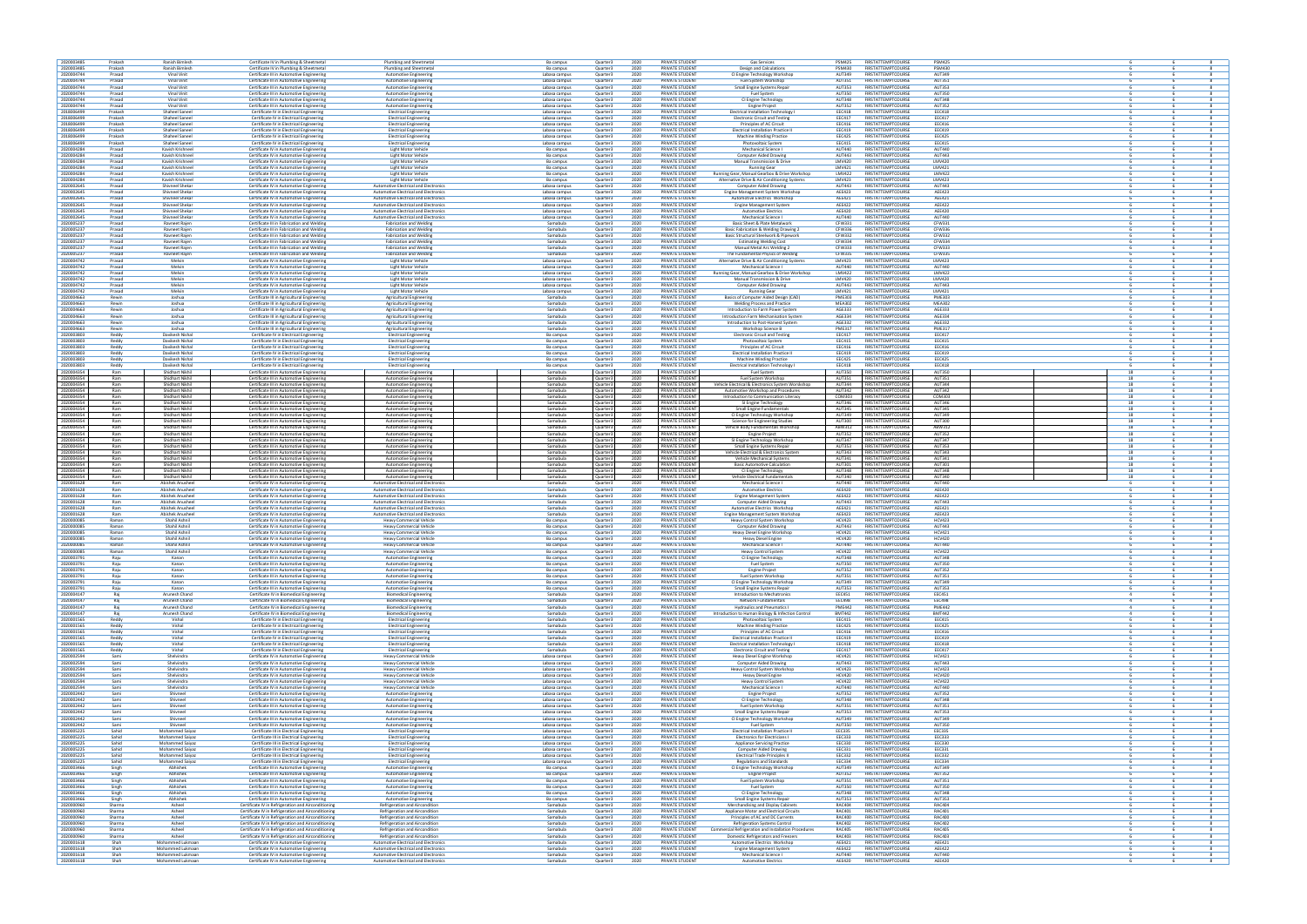| | | | | | | | | | | | | | | |
|---|---|---|---|---|---|---|---|---|---|---|---|---|---|---|
| 2020003485 | Prakash | Ravesh Brnlesh | Certificate IV in Plumbing & Sheetmetal | Plumbing and Sheetmetal | Ba campus | Quarter1 | 2020 | PRIVATE STUDENT | Gas Services | PSM425 | FIRSTATTEMPTCOURSE | PSM425 | 6 | 6 | 8 |
| 2020003485 | Prakash | Ravesh Brnlesh | Certificate IV in Plumbing & Sheetmetal | Plumbing and Sheetmetal | Ba campus | Quarter1 | 2020 | PRIVATE STUDENT | Design and Calculations | PSM430 | FIRSTATTEMPTCOURSE | PSM430 | 6 | 6 | 8 |
| 2020004744 | Prasad | Vinal Vinit | Certificate III in Automotive Engineering | Automotive Engineering | Labasa campus | Quarter1 | 2020 | PRIVATE STUDENT | CI Engine Technology Workshop | AUT349 | FIRSTATTEMPTCOURSE | AUT349 | 6 | 6 | 8 |
| 2020004744 | Prasad | Vinal Vinit | Certificate III in Automotive Engineering | Automotive Engineering | Labasa campus | Quarter1 | 2020 | PRIVATE STUDENT | Fuel System Workshop | AUT351 | FIRSTATTEMPTCOURSE | AUT351 | 6 | 6 | 8 |
| 2020004744 | Prasad | Vinal Vinit | Certificate III in Automotive Engineering | Automotive Engineering | Labasa campus | Quarter1 | 2020 | PRIVATE STUDENT | Small Engine Systems Repair | AUT353 | FIRSTATTEMPTCOURSE | AUT353 | 6 | 6 | 8 |
| 2020004744 | Prasad | Vinal Vinit | Certificate III in Automotive Engineering | Automotive Engineering | Labasa campus | Quarter1 | 2020 | PRIVATE STUDENT | Fuel System | AUT350 | FIRSTATTEMPTCOURSE | AUT350 | 6 | 6 | 8 |
| 2020004744 | Prasad | Vinal Vinit | Certificate III in Automotive Engineering | Automotive Engineering | Labasa campus | Quarter1 | 2020 | PRIVATE STUDENT | CI Engine Technology | AUT348 | FIRSTATTEMPTCOURSE | AUT348 | 6 | 6 | 8 |
| 2020004744 | Prasad | Vinal Vinit | Certificate III in Automotive Engineering | Automotive Engineering | Labasa campus | Quarter1 | 2020 | PRIVATE STUDENT | Engine Project | AUT352 | FIRSTATTEMPTCOURSE | AUT352 | 6 | 6 | 8 |
| 2018006499 | Prakash | Shaheel Saneel | Certificate IV in Electrical Engineering | Electrical Engineering | Labasa campus | Quarter1 | 2020 | PRIVATE STUDENT | Electrical Installation Technology I | EEC418 | FIRSTATTEMPTCOURSE | EEC418 | 6 | 6 | 8 |
| 2018006499 | Prakash | Shaheel Saneel | Certificate IV in Electrical Engineering | Electrical Engineering | Labasa campus | Quarter1 | 2020 | PRIVATE STUDENT | Electronic Circuit and Testing | EEC417 | FIRSTATTEMPTCOURSE | EEC417 | 6 | 6 | 8 |
| 2018006499 | Prakash | Shaheel Saneel | Certificate IV in Electrical Engineering | Electrical Engineering | Labasa campus | Quarter1 | 2020 | PRIVATE STUDENT | Principles of AC Circuit | EEC416 | FIRSTATTEMPTCOURSE | EEC416 | 6 | 6 | 8 |
| 2018006499 | Prakash | Shaheel Saneel | Certificate IV in Electrical Engineering | Electrical Engineering | Labasa campus | Quarter1 | 2020 | PRIVATE STUDENT | Electrical Installation Practice II | EEC419 | FIRSTATTEMPTCOURSE | EEC419 | 6 | 6 | 8 |
| 2018006499 | Prakash | Shaheel Saneel | Certificate IV in Electrical Engineering | Electrical Engineering | Labasa campus | Quarter1 | 2020 | PRIVATE STUDENT | Machine Winding Practice | EEC425 | FIRSTATTEMPTCOURSE | EEC425 | 6 | 6 | 8 |
| 2018006499 | Prakash | Shaheel Saneel | Certificate IV in Electrical Engineering | Electrical Engineering | Labasa campus | Quarter1 | 2020 | PRIVATE STUDENT | Photovoltaic System | EEC415 | FIRSTATTEMPTCOURSE | EEC415 | 6 | 6 | 8 |
| 2020004284 | Prasad | Kavish Krishneel | Certificate IV in Automotive Engineering | Light Motor Vehicle | Ba campus | Quarter1 | 2020 | PRIVATE STUDENT | Mechanical Science I | AUT440 | FIRSTATTEMPTCOURSE | AUT440 | 6 | 6 | 8 |
| 2020004284 | Prasad | Kavish Krishneel | Certificate IV in Automotive Engineering | Light Motor Vehicle | Ba campus | Quarter1 | 2020 | PRIVATE STUDENT | Computer Aided Drawing | AUT443 | FIRSTATTEMPTCOURSE | AUT443 | 6 | 6 | 8 |
| 2020004284 | Prasad | Kavish Krishneel | Certificate IV in Automotive Engineering | Light Motor Vehicle | Ba campus | Quarter1 | 2020 | PRIVATE STUDENT | Manual Transmission & Drive | LMV420 | FIRSTATTEMPTCOURSE | LMV420 | 6 | 6 | 8 |
| 2020004284 | Prasad | Kavish Krishneel | Certificate IV in Automotive Engineering | Light Motor Vehicle | Ba campus | Quarter1 | 2020 | PRIVATE STUDENT | Running Gear | LMV421 | FIRSTATTEMPTCOURSE | LMV421 | 6 | 6 | 8 |
| 2020004284 | Prasad | Kavish Krishneel | Certificate IV in Automotive Engineering | Light Motor Vehicle | Ba campus | Quarter1 | 2020 | PRIVATE STUDENT | Running Gear, Manual Gearbox & Drive Workshop | LMV422 | FIRSTATTEMPTCOURSE | LMV422 | 6 | 6 | 8 |
| 2020004284 | Prasad | Kavish Krishneel | Certificate IV in Automotive Engineering | Light Motor Vehicle | Ba campus | Quarter1 | 2020 | PRIVATE STUDENT | Alternative Drive & Air Conditioning Systems | LMV423 | FIRSTATTEMPTCOURSE | LMV423 | 6 | 6 | 8 |
| 2020002645 | Prasad | Shavneel Shekar | Certificate IV in Automotive Engineering | Automotive Electrical and Electronics | Labasa campus | Quarter1 | 2020 | PRIVATE STUDENT | Computer Aided Drawing | AUT443 | FIRSTATTEMPTCOURSE | AUT443 | 6 | 6 | 8 |
| 2020002645 | Prasad | Shavneel Shekar | Certificate IV in Automotive Engineering | Automotive Electrical and Electronics | Labasa campus | Quarter1 | 2020 | PRIVATE STUDENT | Engine Management System Workshop | AEE423 | FIRSTATTEMPTCOURSE | AEE423 | 6 | 6 | 8 |
| 2020002645 | Prasad | Shavneel Shekar | Certificate IV in Automotive Engineering | Automotive Electrical and Electronics | Labasa campus | Quarter1 | 2020 | PRIVATE STUDENT | Automotive Electrics Workshop | AEE421 | FIRSTATTEMPTCOURSE | AEE421 | 6 | 6 | 8 |
| 2020002645 | Prasad | Shavneel Shekar | Certificate IV in Automotive Engineering | Automotive Electrical and Electronics | Labasa campus | Quarter1 | 2020 | PRIVATE STUDENT | Engine Management System | AEE422 | FIRSTATTEMPTCOURSE | AEE422 | 6 | 6 | 8 |
| 2020002645 | Prasad | Shavneel Shekar | Certificate IV in Automotive Engineering | Automotive Electrical and Electronics | Labasa campus | Quarter1 | 2020 | PRIVATE STUDENT | Automotive Electrics | AEE420 | FIRSTATTEMPTCOURSE | AEE420 | 6 | 6 | 8 |
| 2020002645 | Prasad | Shavneel Shekar | Certificate IV in Automotive Engineering | Automotive Electrical and Electronics | Labasa campus | Quarter1 | 2020 | PRIVATE STUDENT | Mechanical Science I | AUT440 | FIRSTATTEMPTCOURSE | AUT440 | 6 | 6 | 8 |
| 2020005237 | Prasad | Ravneel Rajen | Certificate III in Fabrication and Welding | Fabrication and Welding | Samabula | Quarter1 | 2020 | PRIVATE STUDENT | Basic Sheet & Plate Metalwork | CFW331 | FIRSTATTEMPTCOURSE | CFW331 | 6 | 6 | 8 |
| 2020005237 | Prasad | Ravneel Rajen | Certificate III in Fabrication and Welding | Fabrication and Welding | Samabula | Quarter1 | 2020 | PRIVATE STUDENT | Basic Fabrication & Welding Drawing 2 | CFW336 | FIRSTATTEMPTCOURSE | CFW336 | 6 | 6 | 8 |
| 2020005237 | Prasad | Ravneel Rajen | Certificate III in Fabrication and Welding | Fabrication and Welding | Samabula | Quarter1 | 2020 | PRIVATE STUDENT | Basic Structural Steelwork & Pipework | CFW332 | FIRSTATTEMPTCOURSE | CFW332 | 6 | 6 | 8 |
| 2020005237 | Prasad | Ravneel Rajen | Certificate III in Fabrication and Welding | Fabrication and Welding | Samabula | Quarter1 | 2020 | PRIVATE STUDENT | Estimating Welding Cost | CFW334 | FIRSTATTEMPTCOURSE | CFW334 | 6 | 6 | 8 |
| 2020005237 | Prasad | Ravneel Rajen | Certificate III in Fabrication and Welding | Fabrication and Welding | Samabula | Quarter1 | 2020 | PRIVATE STUDENT | Manual Metal Arc Welding 2 | CFW333 | FIRSTATTEMPTCOURSE | CFW333 | 6 | 6 | 8 |
| 2020005237 | Prasad | Ravneel Rajen | Certificate III in Fabrication and Welding | Fabrication and Welding | Samabula | Quarter1 | 2020 | PRIVATE STUDENT | The Fundamental Physics of Welding | CFW335 | FIRSTATTEMPTCOURSE | CFW335 | 6 | 6 | 8 |
| 2020004742 | Prasad | Melvin | Certificate IV in Automotive Engineering | Light Motor Vehicle | Labasa campus | Quarter1 | 2020 | PRIVATE STUDENT | Alternative Drive & Air Conditioning Systems | LMV423 | FIRSTATTEMPTCOURSE | LMV423 | 6 | 6 | 8 |
| 2020004742 | Prasad | Melvin | Certificate IV in Automotive Engineering | Light Motor Vehicle | Labasa campus | Quarter1 | 2020 | PRIVATE STUDENT | Mechanical Science I | AUT440 | FIRSTATTEMPTCOURSE | AUT440 | 6 | 6 | 8 |
| 2020004742 | Prasad | Melvin | Certificate IV in Automotive Engineering | Light Motor Vehicle | Labasa campus | Quarter1 | 2020 | PRIVATE STUDENT | Running Gear, Manual Gearbox & Drive Workshop | LMV422 | FIRSTATTEMPTCOURSE | LMV422 | 6 | 6 | 8 |
| 2020004742 | Prasad | Melvin | Certificate IV in Automotive Engineering | Light Motor Vehicle | Labasa campus | Quarter1 | 2020 | PRIVATE STUDENT | Manual Transmission & Drive | LMV420 | FIRSTATTEMPTCOURSE | LMV420 | 6 | 6 | 8 |
| 2020004742 | Prasad | Melvin | Certificate IV in Automotive Engineering | Light Motor Vehicle | Labasa campus | Quarter1 | 2020 | PRIVATE STUDENT | Computer Aided Drawing | AUT443 | FIRSTATTEMPTCOURSE | AUT443 | 6 | 6 | 8 |
| 2020004742 | Prasad | Melvin | Certificate IV in Automotive Engineering | Light Motor Vehicle | Labasa campus | Quarter1 | 2020 | PRIVATE STUDENT | Running Gear | LMV421 | FIRSTATTEMPTCOURSE | LMV421 | 6 | 6 | 8 |
| 2020009664 | Rewin | Joshua | Certificate III in Agricultural Engineering | Agricultural Engineering | Samabula | Quarter1 | 2020 | PRIVATE STUDENT | Basics of Computer Aided Design (CAD) | PME303 | FIRSTATTEMPTCOURSE | PME303 | 6 | 6 | 8 |
| 2020009664 | Rewin | Joshua | Certificate III in Agricultural Engineering | Agricultural Engineering | Samabula | Quarter1 | 2020 | PRIVATE STUDENT | Welding Process and Practice | MEA302 | FIRSTATTEMPTCOURSE | MEA302 | 6 | 6 | 8 |
| 2020009664 | Rewin | Joshua | Certificate III in Agricultural Engineering | Agricultural Engineering | Samabula | Quarter1 | 2020 | PRIVATE STUDENT | Introduction to Farm Power System | AGE333 | FIRSTATTEMPTCOURSE | AGE333 | 6 | 6 | 8 |
| 2020009664 | Rewin | Joshua | Certificate III in Agricultural Engineering | Agricultural Engineering | Samabula | Quarter1 | 2020 | PRIVATE STUDENT | Introduction Farm Mechanization System | AGE334 | FIRSTATTEMPTCOURSE | AGE334 | 6 | 6 | 8 |
| 2020009664 | Rewin | Joshua | Certificate III in Agricultural Engineering | Agricultural Engineering | Samabula | Quarter1 | 2020 | PRIVATE STUDENT | Introduction to Post-Harvest System | AGE332 | FIRSTATTEMPTCOURSE | AGE332 | 6 | 6 | 8 |
| 2020009664 | Rewin | Joshua | Certificate III in Agricultural Engineering | Agricultural Engineering | Samabula | Quarter1 | 2020 | PRIVATE STUDENT | Workshop Science II | PME317 | FIRSTATTEMPTCOURSE | PME317 | 6 | 6 | 8 |
| 2020003803 | Reddy | Daskesh Nishal | Certificate IV in Electrical Engineering | Electrical Engineering | Ba campus | Quarter1 | 2020 | PRIVATE STUDENT | Electronic Circuit and Testing | EEC417 | FIRSTATTEMPTCOURSE | EEC417 | 6 | 6 | 8 |
| 2020003803 | Reddy | Daskesh Nishal | Certificate IV in Electrical Engineering | Electrical Engineering | Ba campus | Quarter1 | 2020 | PRIVATE STUDENT | Photovoltaic System | EEC415 | FIRSTATTEMPTCOURSE | EEC415 | 6 | 6 | 8 |
| 2020003803 | Reddy | Daskesh Nishal | Certificate IV in Electrical Engineering | Electrical Engineering | Ba campus | Quarter1 | 2020 | PRIVATE STUDENT | Principles of AC Circuit | EEC416 | FIRSTATTEMPTCOURSE | EEC416 | 6 | 6 | 8 |
| 2020003803 | Reddy | Daskesh Nishal | Certificate IV in Electrical Engineering | Electrical Engineering | Ba campus | Quarter1 | 2020 | PRIVATE STUDENT | Electrical Installation Practice II | EEC419 | FIRSTATTEMPTCOURSE | EEC419 | 6 | 6 | 8 |
| 2020003803 | Reddy | Daskesh Nishal | Certificate IV in Electrical Engineering | Electrical Engineering | Ba campus | Quarter1 | 2020 | PRIVATE STUDENT | Machine Winding Practice | EEC425 | FIRSTATTEMPTCOURSE | EEC425 | 6 | 6 | 8 |
| 2020003803 | Reddy | Daskesh Nishal | Certificate IV in Electrical Engineering | Electrical Engineering | Ba campus | Quarter1 | 2020 | PRIVATE STUDENT | Electrical Installation Technology I | EEC418 | FIRSTATTEMPTCOURSE | EEC418 | 6 | 6 | 8 |
| 2020004354 | Ram | Shidhant Nikhil | Certificate III in Automotive Engineering | Automotive Engineering | Samabula | Quarter1 | 2020 | PRIVATE STUDENT | Fuel System | AUT350 | FIRSTATTEMPTCOURSE | AUT350 | 18 | 6 | 8 |
| 2020004354 | Ram | Shidhant Nikhil | Certificate III in Automotive Engineering | Automotive Engineering | Samabula | Quarter1 | 2020 | PRIVATE STUDENT | Fuel System Workshop | AUT351 | FIRSTATTEMPTCOURSE | AUT351 | 18 | 6 | 8 |
| 2020004354 | Ram | Shidhant Nikhil | Certificate III in Automotive Engineering | Automotive Engineering | Samabula | Quarter1 | 2020 | PRIVATE STUDENT | Vehicle Electrical & Electronics System Workshop | AUT344 | FIRSTATTEMPTCOURSE | AUT344 | 18 | 6 | 8 |
| 2020004354 | Ram | Shidhant Nikhil | Certificate III in Automotive Engineering | Automotive Engineering | Samabula | Quarter1 | 2020 | PRIVATE STUDENT | Automotive Workshop and Procedures | AUT342 | FIRSTATTEMPTCOURSE | AUT342 | 18 | 6 | 8 |
| 2020004354 | Ram | Shidhant Nikhil | Certificate III in Automotive Engineering | Automotive Engineering | Samabula | Quarter1 | 2020 | PRIVATE STUDENT | Introduction to Communication Literacy | COM300 | FIRSTATTEMPTCOURSE | COM300 | 18 | 6 | 8 |
| 2020004354 | Ram | Shidhant Nikhil | Certificate III in Automotive Engineering | Automotive Engineering | Samabula | Quarter1 | 2020 | PRIVATE STUDENT | SI Engine Technology | AUT346 | FIRSTATTEMPTCOURSE | AUT346 | 18 | 6 | 8 |
| 2020004354 | Ram | Shidhant Nikhil | Certificate III in Automotive Engineering | Automotive Engineering | Samabula | Quarter1 | 2020 | PRIVATE STUDENT | Small Engine Fundamentals | AUT345 | FIRSTATTEMPTCOURSE | AUT345 | 18 | 6 | 8 |
| 2020004354 | Ram | Shidhant Nikhil | Certificate III in Automotive Engineering | Automotive Engineering | Samabula | Quarter1 | 2020 | PRIVATE STUDENT | CI Engine Technology Workshop | AUT349 | FIRSTATTEMPTCOURSE | AUT349 | 18 | 6 | 8 |
| 2020004354 | Ram | Shidhant Nikhil | Certificate III in Automotive Engineering | Automotive Engineering | Samabula | Quarter1 | 2020 | PRIVATE STUDENT | Science for Engineering Studies | AUT300 | FIRSTATTEMPTCOURSE | AUT300 | 18 | 6 | 8 |
| 2020004354 | Ram | Shidhant Nikhil | Certificate III in Automotive Engineering | Automotive Engineering | Samabula | Quarter1 | 2020 | PRIVATE STUDENT | Vehicle Body Fundamentals Workshop | AWV312 | FIRSTATTEMPTCOURSE | AWV312 | 18 | 6 | 8 |
| 2020004354 | Ram | Shidhant Nikhil | Certificate III in Automotive Engineering | Automotive Engineering | Samabula | Quarter1 | 2020 | PRIVATE STUDENT | Engine Project | AUT352 | FIRSTATTEMPTCOURSE | AUT352 | 18 | 6 | 8 |
| 2020004354 | Ram | Shidhant Nikhil | Certificate III in Automotive Engineering | Automotive Engineering | Samabula | Quarter1 | 2020 | PRIVATE STUDENT | SI Engine Technology Workshop | AUT347 | FIRSTATTEMPTCOURSE | AUT347 | 18 | 6 | 8 |
| 2020004354 | Ram | Shidhant Nikhil | Certificate III in Automotive Engineering | Automotive Engineering | Samabula | Quarter1 | 2020 | PRIVATE STUDENT | Small Engine Systems Repair | AUT353 | FIRSTATTEMPTCOURSE | AUT353 | 18 | 6 | 8 |
| 2020004354 | Ram | Shidhant Nikhil | Certificate III in Automotive Engineering | Automotive Engineering | Samabula | Quarter1 | 2020 | PRIVATE STUDENT | Vehicle Electrical & Electronics System | AUT343 | FIRSTATTEMPTCOURSE | AUT343 | 18 | 6 | 8 |
| 2020004354 | Ram | Shidhant Nikhil | Certificate III in Automotive Engineering | Automotive Engineering | Samabula | Quarter1 | 2020 | PRIVATE STUDENT | Vehicle Mechanical Systems | AUT341 | FIRSTATTEMPTCOURSE | AUT341 | 18 | 6 | 8 |
| 2020004354 | Ram | Shidhant Nikhil | Certificate III in Automotive Engineering | Automotive Engineering | Samabula | Quarter1 | 2020 | PRIVATE STUDENT | Basic Automotive Calculation | AUT301 | FIRSTATTEMPTCOURSE | AUT301 | 18 | 6 | 8 |
| 2020004354 | Ram | Shidhant Nikhil | Certificate III in Automotive Engineering | Automotive Engineering | Samabula | Quarter1 | 2020 | PRIVATE STUDENT | CI Engine Technology | AUT348 | FIRSTATTEMPTCOURSE | AUT348 | 18 | 6 | 8 |
| 2020004354 | Ram | Shidhant Nikhil | Certificate III in Automotive Engineering | Automotive Engineering | Samabula | Quarter1 | 2020 | PRIVATE STUDENT | Vehicle Electrical Fundamentals | AUT340 | FIRSTATTEMPTCOURSE | AUT340 | 18 | 6 | 8 |
| 2020001628 | Ram | Abishek Anusheel | Certificate IV in Automotive Engineering | Automotive Electrical and Electronics | Samabula | Quarter1 | 2020 | PRIVATE STUDENT | Mechanical Science I | AUT440 | FIRSTATTEMPTCOURSE | AUT440 | 6 | 6 | 8 |
| 2020001628 | Ram | Abishek Anusheel | Certificate IV in Automotive Engineering | Automotive Electrical and Electronics | Samabula | Quarter1 | 2020 | PRIVATE STUDENT | Automotive Electrics | AEE420 | FIRSTATTEMPTCOURSE | AEE420 | 6 | 6 | 8 |
| 2020001628 | Ram | Abishek Anusheel | Certificate IV in Automotive Engineering | Automotive Electrical and Electronics | Samabula | Quarter1 | 2020 | PRIVATE STUDENT | Engine Management System | AEE422 | FIRSTATTEMPTCOURSE | AEE422 | 6 | 6 | 8 |
| 2020001628 | Ram | Abishek Anusheel | Certificate IV in Automotive Engineering | Automotive Electrical and Electronics | Samabula | Quarter1 | 2020 | PRIVATE STUDENT | Computer Aided Drawing | AUT443 | FIRSTATTEMPTCOURSE | AUT443 | 6 | 6 | 8 |
| 2020001628 | Ram | Abishek Anusheel | Certificate IV in Automotive Engineering | Automotive Electrical and Electronics | Samabula | Quarter1 | 2020 | PRIVATE STUDENT | Automotive Electrics Workshop | AEE421 | FIRSTATTEMPTCOURSE | AEE421 | 6 | 6 | 8 |
| 2020001628 | Ram | Abishek Anusheel | Certificate IV in Automotive Engineering | Automotive Electrical and Electronics | Samabula | Quarter1 | 2020 | PRIVATE STUDENT | Engine Management System Workshop | AEE423 | FIRSTATTEMPTCOURSE | AEE423 | 6 | 6 | 8 |
| 2020000085 | Raman | Shahil Ashnil | Certificate IV in Automotive Engineering | Heavy Commercial Vehicle | Ba campus | Quarter1 | 2020 | PRIVATE STUDENT | Heavy Control System Workshop | HCV423 | FIRSTATTEMPTCOURSE | HCV423 | 6 | 6 | 8 |
| 2020000085 | Raman | Shahil Ashnil | Certificate IV in Automotive Engineering | Heavy Commercial Vehicle | Ba campus | Quarter1 | 2020 | PRIVATE STUDENT | Computer Aided Drawing | AUT443 | FIRSTATTEMPTCOURSE | AUT443 | 6 | 6 | 8 |
| 2020000085 | Raman | Shahil Ashnil | Certificate IV in Automotive Engineering | Heavy Commercial Vehicle | Ba campus | Quarter1 | 2020 | PRIVATE STUDENT | Heavy Diesel Engine Workshop | HCV421 | FIRSTATTEMPTCOURSE | HCV421 | 6 | 6 | 8 |
| 2020000085 | Raman | Shahil Ashnil | Certificate IV in Automotive Engineering | Heavy Commercial Vehicle | Ba campus | Quarter1 | 2020 | PRIVATE STUDENT | Heavy Diesel Engine | HCV420 | FIRSTATTEMPTCOURSE | HCV420 | 6 | 6 | 8 |
| 2020000085 | Raman | Shahil Ashnil | Certificate IV in Automotive Engineering | Heavy Commercial Vehicle | Ba campus | Quarter1 | 2020 | PRIVATE STUDENT | Mechanical Science I | AUT440 | FIRSTATTEMPTCOURSE | AUT440 | 6 | 6 | 8 |
| 2020000085 | Raman | Shahil Ashnil | Certificate IV in Automotive Engineering | Heavy Commercial Vehicle | Ba campus | Quarter1 | 2020 | PRIVATE STUDENT | Heavy Control System | HCV422 | FIRSTATTEMPTCOURSE | HCV422 | 6 | 6 | 8 |
| 2020003791 | Raju | Karan | Certificate III in Automotive Engineering | Automotive Engineering | Ba campus | Quarter1 | 2020 | PRIVATE STUDENT | CI Engine Technology | AUT348 | FIRSTATTEMPTCOURSE | AUT348 | 6 | 6 | 8 |
| 2020003791 | Raju | Karan | Certificate III in Automotive Engineering | Automotive Engineering | Ba campus | Quarter1 | 2020 | PRIVATE STUDENT | Fuel System | AUT350 | FIRSTATTEMPTCOURSE | AUT350 | 6 | 6 | 8 |
| 2020003791 | Raju | Karan | Certificate III in Automotive Engineering | Automotive Engineering | Ba campus | Quarter1 | 2020 | PRIVATE STUDENT | Engine Project | AUT352 | FIRSTATTEMPTCOURSE | AUT352 | 6 | 6 | 8 |
| 2020003791 | Raju | Karan | Certificate III in Automotive Engineering | Automotive Engineering | Ba campus | Quarter1 | 2020 | PRIVATE STUDENT | Fuel System Workshop | AUT351 | FIRSTATTEMPTCOURSE | AUT351 | 6 | 6 | 8 |
| 2020003791 | Raju | Karan | Certificate III in Automotive Engineering | Automotive Engineering | Ba campus | Quarter1 | 2020 | PRIVATE STUDENT | CI Engine Technology Workshop | AUT349 | FIRSTATTEMPTCOURSE | AUT349 | 6 | 6 | 8 |
| 2020003791 | Raju | Karan | Certificate III in Automotive Engineering | Automotive Engineering | Ba campus | Quarter1 | 2020 | PRIVATE STUDENT | Small Engine Systems Repair | AUT353 | FIRSTATTEMPTCOURSE | AUT353 | 6 | 6 | 8 |
| 2020004147 | Raj | Arunesh Chand | Certificate IV in Biomedical Engineering | Biomedical Engineering | Samabula | Quarter1 | 2020 | PRIVATE STUDENT | Introduction to Mechatronics | EEC451 | FIRSTATTEMPTCOURSE | EEC451 | 4 | 6 | 8 |
| 2020004147 | Raj | Arunesh Chand | Certificate IV in Biomedical Engineering | Biomedical Engineering | Samabula | Quarter1 | 2020 | PRIVATE STUDENT | Network Fundamentals | CEC498 | FIRSTATTEMPTCOURSE | CEC498 | 4 | 6 | 8 |
| 2020004147 | Raj | Arunesh Chand | Certificate IV in Biomedical Engineering | Biomedical Engineering | Samabula | Quarter1 | 2020 | PRIVATE STUDENT | Hydraulics and Pneumatics I | PME442 | FIRSTATTEMPTCOURSE | PME442 | 4 | 6 | 8 |
| 2020004147 | Raj | Arunesh Chand | Certificate IV in Biomedical Engineering | Biomedical Engineering | Samabula | Quarter1 | 2020 | PRIVATE STUDENT | Introduction to Human Biology & Infection Control | BMT442 | FIRSTATTEMPTCOURSE | BMT442 | 4 | 6 | 8 |
| 2020001565 | Reddy | Vishal | Certificate IV in Electrical Engineering | Electrical Engineering | Samabula | Quarter1 | 2020 | PRIVATE STUDENT | Photovoltaic System | EEC415 | FIRSTATTEMPTCOURSE | EEC415 | 6 | 6 | 8 |
| 2020001565 | Reddy | Vishal | Certificate IV in Electrical Engineering | Electrical Engineering | Samabula | Quarter1 | 2020 | PRIVATE STUDENT | Machine Winding Practice | EEC425 | FIRSTATTEMPTCOURSE | EEC425 | 6 | 6 | 8 |
| 2020001565 | Reddy | Vishal | Certificate IV in Electrical Engineering | Electrical Engineering | Samabula | Quarter1 | 2020 | PRIVATE STUDENT | Principles of AC Circuit | EEC416 | FIRSTATTEMPTCOURSE | EEC416 | 6 | 6 | 8 |
| 2020001565 | Reddy | Vishal | Certificate IV in Electrical Engineering | Electrical Engineering | Samabula | Quarter1 | 2020 | PRIVATE STUDENT | Electrical Installation Practice II | EEC419 | FIRSTATTEMPTCOURSE | EEC419 | 6 | 6 | 8 |
| 2020001565 | Reddy | Vishal | Certificate IV in Electrical Engineering | Electrical Engineering | Samabula | Quarter1 | 2020 | PRIVATE STUDENT | Electrical Installation Technology I | EEC418 | FIRSTATTEMPTCOURSE | EEC418 | 6 | 6 | 8 |
| 2020001565 | Reddy | Vishal | Certificate IV in Electrical Engineering | Electrical Engineering | Samabula | Quarter1 | 2020 | PRIVATE STUDENT | Electronic Circuit and Testing | EEC417 | FIRSTATTEMPTCOURSE | EEC417 | 6 | 6 | 8 |
| 2020002594 | Saini | Shelvindra | Certificate IV in Automotive Engineering | Heavy Commercial Vehicle | Labasa campus | Quarter1 | 2020 | PRIVATE STUDENT | Heavy Diesel Engine Workshop | HCV421 | FIRSTATTEMPTCOURSE | HCV421 | 6 | 6 | 8 |
| 2020002594 | Saini | Shelvindra | Certificate IV in Automotive Engineering | Heavy Commercial Vehicle | Labasa campus | Quarter1 | 2020 | PRIVATE STUDENT | Computer Aided Drawing | AUT443 | FIRSTATTEMPTCOURSE | AUT443 | 6 | 6 | 8 |
| 2020002594 | Saini | Shelvindra | Certificate IV in Automotive Engineering | Heavy Commercial Vehicle | Labasa campus | Quarter1 | 2020 | PRIVATE STUDENT | Heavy Control System Workshop | HCV423 | FIRSTATTEMPTCOURSE | HCV423 | 6 | 6 | 8 |
| 2020002594 | Saini | Shelvindra | Certificate IV in Automotive Engineering | Heavy Commercial Vehicle | Labasa campus | Quarter1 | 2020 | PRIVATE STUDENT | Heavy Diesel Engine | HCV420 | FIRSTATTEMPTCOURSE | HCV420 | 6 | 6 | 8 |
| 2020002594 | Saini | Shelvindra | Certificate IV in Automotive Engineering | Heavy Commercial Vehicle | Labasa campus | Quarter1 | 2020 | PRIVATE STUDENT | Heavy Control System | HCV422 | FIRSTATTEMPTCOURSE | HCV422 | 6 | 6 | 8 |
| 2020002594 | Saini | Shelvindra | Certificate IV in Automotive Engineering | Heavy Commercial Vehicle | Labasa campus | Quarter1 | 2020 | PRIVATE STUDENT | Mechanical Science I | AUT440 | FIRSTATTEMPTCOURSE | AUT440 | 6 | 6 | 8 |
| 2020002442 | Saini | Shivneel | Certificate III in Automotive Engineering | Automotive Engineering | Labasa campus | Quarter1 | 2020 | PRIVATE STUDENT | Engine Project | AUT352 | FIRSTATTEMPTCOURSE | AUT352 | 6 | 6 | 8 |
| 2020002442 | Saini | Shivneel | Certificate III in Automotive Engineering | Automotive Engineering | Labasa campus | Quarter1 | 2020 | PRIVATE STUDENT | CI Engine Technology | AUT348 | FIRSTATTEMPTCOURSE | AUT348 | 6 | 6 | 8 |
| 2020002442 | Saini | Shivneel | Certificate III in Automotive Engineering | Automotive Engineering | Labasa campus | Quarter1 | 2020 | PRIVATE STUDENT | Fuel System Workshop | AUT351 | FIRSTATTEMPTCOURSE | AUT351 | 6 | 6 | 8 |
| 2020002442 | Saini | Shivneel | Certificate III in Automotive Engineering | Automotive Engineering | Labasa campus | Quarter1 | 2020 | PRIVATE STUDENT | Small Engine Systems Repair | AUT353 | FIRSTATTEMPTCOURSE | AUT353 | 6 | 6 | 8 |
| 2020002442 | Saini | Shivneel | Certificate III in Automotive Engineering | Automotive Engineering | Labasa campus | Quarter1 | 2020 | PRIVATE STUDENT | CI Engine Technology Workshop | AUT349 | FIRSTATTEMPTCOURSE | AUT349 | 6 | 6 | 8 |
| 2020002442 | Saini | Shivneel | Certificate III in Automotive Engineering | Automotive Engineering | Labasa campus | Quarter1 | 2020 | PRIVATE STUDENT | Fuel System | AUT350 | FIRSTATTEMPTCOURSE | AUT350 | 6 | 6 | 8 |
| 2020005225 | Sahid | Mohammed Saiyaz | Certificate III in Electrical Engineering | Electrical Engineering | Labasa campus | Quarter1 | 2020 | PRIVATE STUDENT | Electrical Installation Practice II | EEC335 | FIRSTATTEMPTCOURSE | EEC335 | 6 | 6 | 8 |
| 2020005225 | Sahid | Mohammed Saiyaz | Certificate III in Electrical Engineering | Electrical Engineering | Labasa campus | Quarter1 | 2020 | PRIVATE STUDENT | Electronics for Electricians I | EEC333 | FIRSTATTEMPTCOURSE | EEC333 | 6 | 6 | 8 |
| 2020005225 | Sahid | Mohammed Saiyaz | Certificate III in Electrical Engineering | Electrical Engineering | Labasa campus | Quarter1 | 2020 | PRIVATE STUDENT | Appliance Servicing Practice | EEC330 | FIRSTATTEMPTCOURSE | EEC330 | 6 | 6 | 8 |
| 2020005225 | Sahid | Mohammed Saiyaz | Certificate III in Electrical Engineering | Electrical Engineering | Labasa campus | Quarter1 | 2020 | PRIVATE STUDENT | Computer Aided Drawing | EEC331 | FIRSTATTEMPTCOURSE | EEC331 | 6 | 6 | 8 |
| 2020005225 | Sahid | Mohammed Saiyaz | Certificate III in Electrical Engineering | Electrical Engineering | Labasa campus | Quarter1 | 2020 | PRIVATE STUDENT | Electrical Trade Principles II | EEC332 | FIRSTATTEMPTCOURSE | EEC332 | 6 | 6 | 8 |
| 2020005225 | Sahid | Mohammed Saiyaz | Certificate III in Electrical Engineering | Electrical Engineering | Labasa campus | Quarter1 | 2020 | PRIVATE STUDENT | Regulations and Standards | EEC334 | FIRSTATTEMPTCOURSE | EEC334 | 6 | 6 | 8 |
| 2020003466 | Singh | Abhishek | Certificate III in Automotive Engineering | Automotive Engineering | Ba campus | Quarter1 | 2020 | PRIVATE STUDENT | CI Engine Technology Workshop | AUT349 | FIRSTATTEMPTCOURSE | AUT349 | 6 | 6 | 8 |
| 2020003466 | Singh | Abhishek | Certificate III in Automotive Engineering | Automotive Engineering | Ba campus | Quarter1 | 2020 | PRIVATE STUDENT | Engine Project | AUT352 | FIRSTATTEMPTCOURSE | AUT352 | 6 | 6 | 8 |
| 2020003466 | Singh | Abhishek | Certificate III in Automotive Engineering | Automotive Engineering | Ba campus | Quarter1 | 2020 | PRIVATE STUDENT | Fuel System Workshop | AUT351 | FIRSTATTEMPTCOURSE | AUT351 | 6 | 6 | 8 |
| 2020003466 | Singh | Abhishek | Certificate III in Automotive Engineering | Automotive Engineering | Ba campus | Quarter1 | 2020 | PRIVATE STUDENT | Fuel System | AUT350 | FIRSTATTEMPTCOURSE | AUT350 | 6 | 6 | 8 |
| 2020003466 | Singh | Abhishek | Certificate III in Automotive Engineering | Automotive Engineering | Ba campus | Quarter1 | 2020 | PRIVATE STUDENT | CI Engine Technology | AUT348 | FIRSTATTEMPTCOURSE | AUT348 | 6 | 6 | 8 |
| 2020003466 | Singh | Abhishek | Certificate III in Automotive Engineering | Automotive Engineering | Ba campus | Quarter1 | 2020 | PRIVATE STUDENT | Small Engine Systems Repair | AUT353 | FIRSTATTEMPTCOURSE | AUT353 | 6 | 6 | 8 |
| 2020000960 | Sharma | Ashneel | Certificate IV in Refrigeration and Airconditioning | Refrigeration and Airconditioning | Samabula | Quarter1 | 2020 | PRIVATE STUDENT | Merchandising and Display Cabinets | RAC404 | FIRSTATTEMPTCOURSE | RAC404 | 6 | 6 | 8 |
| 2020000960 | Sharma | Ashneel | Certificate IV in Refrigeration and Airconditioning | Refrigeration and Airconditioning | Samabula | Quarter1 | 2020 | PRIVATE STUDENT | Appliance Motor and Electrical Circuits | RAC401 | FIRSTATTEMPTCOURSE | RAC401 | 6 | 6 | 8 |
| 2020000960 | Sharma | Ashneel | Certificate IV in Refrigeration and Airconditioning | Refrigeration and Airconditioning | Samabula | Quarter1 | 2020 | PRIVATE STUDENT | Principles of AC and DC Currents | RAC400 | FIRSTATTEMPTCOURSE | RAC400 | 6 | 6 | 8 |
| 2020000960 | Sharma | Ashneel | Certificate IV in Refrigeration and Airconditioning | Refrigeration and Airconditioning | Samabula | Quarter1 | 2020 | PRIVATE STUDENT | Refrigeration Systems Control | RAC402 | FIRSTATTEMPTCOURSE | RAC402 | 6 | 6 | 8 |
| 2020000960 | Sharma | Ashneel | Certificate IV in Refrigeration and Airconditioning | Refrigeration and Airconditioning | Samabula | Quarter1 | 2020 | PRIVATE STUDENT | Commercial Refrigeration and Installation Procedures | RAC405 | FIRSTATTEMPTCOURSE | RAC405 | 6 | 6 | 8 |
| 2020000960 | Sharma | Ashneel | Certificate IV in Refrigeration and Airconditioning | Refrigeration and Airconditioning | Samabula | Quarter1 | 2020 | PRIVATE STUDENT | Domestic Refrigerators and Freezers | RAC403 | FIRSTATTEMPTCOURSE | RAC403 | 6 | 6 | 8 |
| 2020001618 | Shah | Mohammed Lukman | Certificate IV in Automotive Engineering | Automotive Electrical and Electronics | Samabula | Quarter1 | 2020 | PRIVATE STUDENT | Automotive Electrics Workshop | AEE421 | FIRSTATTEMPTCOURSE | AEE421 | 6 | 6 | 8 |
| 2020001618 | Shah | Mohammed Lukman | Certificate IV in Automotive Engineering | Automotive Electrical and Electronics | Samabula | Quarter1 | 2020 | PRIVATE STUDENT | Engine Management System | AEE422 | FIRSTATTEMPTCOURSE | AEE422 | 6 | 6 | 8 |
| 2020001618 | Shah | Mohammed Lukman | Certificate IV in Automotive Engineering | Automotive Electrical and Electronics | Samabula | Quarter1 | 2020 | PRIVATE STUDENT | Mechanical Science I | AUT440 | FIRSTATTEMPTCOURSE | AUT440 | 6 | 6 | 8 |
| 2020001618 | Shah | Mohammed Lukman | Certificate IV in Automotive Engineering | Automotive Electrical and Electronics | Samabula | Quarter1 | 2020 | PRIVATE STUDENT | Automotive Electrics | AEE420 | FIRSTATTEMPTCOURSE | AEE420 | 6 | 6 | 8 |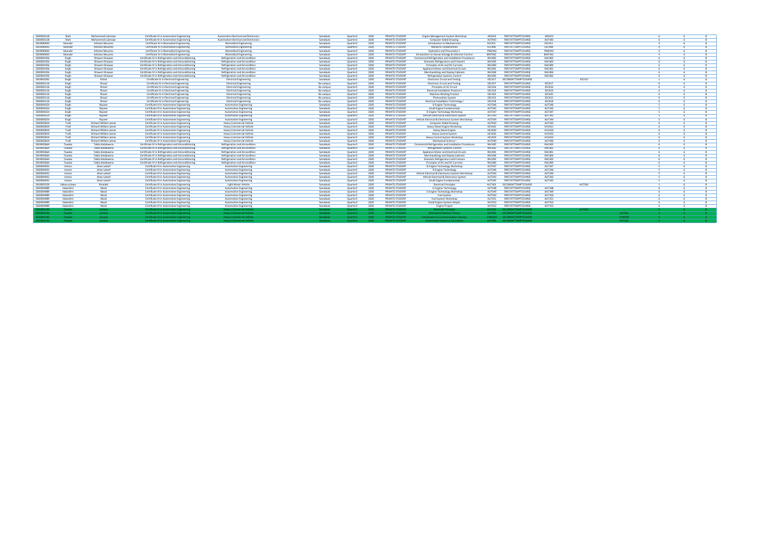| | | | | | | | | | | | | | | | | | |
|---|---|---|---|---|---|---|---|---|---|---|---|---|---|---|---|---|---|
| 2020001618 | Shah | Mohammed Lukmaan | Certificate IV in Automotive Engineering | Automotive Electrical and Electronics | Samabula | Quarter3 | 2020 | PRIVATE STUDENT | Engine Management System Workshop | AEA423 | FIRSTATTEMPTCOURSE | AEA423 | | | 6 | 6 | 8 |
| 2020001618 | Shah | Mohammed Lukmaan | Certificate IV in Automotive Engineering | Automotive Electrical and Electronics | Samabula | Quarter3 | 2020 | PRIVATE STUDENT | Computer Aided Drawing | AUT443 | FIRSTATTEMPTCOURSE | AUT443 | | | 6 | 6 | 8 |
| 2019000684 | Sikandar | Ashiana Mousmia | Certificate IV in Biomedical Engineering | Biomedical Engineering | Samabula | Quarter3 | 2020 | PRIVATE STUDENT | Introduction to Mechatronics | EEC451 | FIRSTATTEMPTCOURSE | EEC451 | | | 4 | 6 | 8 |
| 2019000684 | Sikandar | Ashiana Mousmia | Certificate IV in Biomedical Engineering | Biomedical Engineering | Samabula | Quarter3 | 2020 | PRIVATE STUDENT | Network Fundamentals | EEC498 | FIRSTATTEMPTCOURSE | EEC498 | | | 4 | 6 | 8 |
| 2019000684 | Sikandar | Ashiana Mousmia | Certificate IV in Biomedical Engineering | Biomedical Engineering | Samabula | Quarter3 | 2020 | PRIVATE STUDENT | Hydraulics and Pneumatics I | PME442 | FIRSTATTEMPTCOURSE | PME442 | | | 4 | 6 | 8 |
| 2019000684 | Sikandar | Ashiana Mousmia | Certificate IV in Biomedical Engineering | Biomedical Engineering | Samabula | Quarter3 | 2020 | PRIVATE STUDENT | Introduction to Human Biology & Infection Control | BMT442 | FIRSTATTEMPTCOURSE | BMT442 | | | 4 | 6 | 8 |
| 2020001956 | Singh | Shiwam Shiwaan | Certificate IV in Refrigeration and Airconditioning | Refrigeration and Airconditioning | Samabula | Quarter3 | 2020 | PRIVATE STUDENT | Commercial Refrigeration and Installation Procedures | RAC405 | FIRSTATTEMPTCOURSE | RAC405 | | | 6 | 6 | 8 |
| 2020001956 | Singh | Shiwam Shiwaan | Certificate IV in Refrigeration and Airconditioning | Refrigeration and Airconditioning | Samabula | Quarter3 | 2020 | PRIVATE STUDENT | Domestic Refrigerators and Freezers | RAC403 | FIRSTATTEMPTCOURSE | RAC403 | | | 6 | 6 | 8 |
| 2020001956 | Singh | Shiwam Shiwaan | Certificate IV in Refrigeration and Airconditioning | Refrigeration and Airconditioning | Samabula | Quarter3 | 2020 | PRIVATE STUDENT | Principles of AC and DC Currents | RAC400 | FIRSTATTEMPTCOURSE | RAC400 | | | 6 | 6 | 8 |
| 2020001956 | Singh | Shiwam Shiwaan | Certificate IV in Refrigeration and Airconditioning | Refrigeration and Airconditioning | Samabula | Quarter3 | 2020 | PRIVATE STUDENT | Appliance Motor and Electrical Circuits | RAC401 | FIRSTATTEMPTCOURSE | RAC401 | | | 6 | 6 | 8 |
| 2020001956 | Singh | Shiwam Shiwaan | Certificate IV in Refrigeration and Airconditioning | Refrigeration and Airconditioning | Samabula | Quarter3 | 2020 | PRIVATE STUDENT | Merchandising and Display Cabinets | RAC404 | FIRSTATTEMPTCOURSE | RAC404 | | | 6 | 6 | 8 |
| 2020001956 | Singh | Shiwam Shiwaan | Certificate IV in Refrigeration and Airconditioning | Refrigeration and Airconditioning | Samabula | Quarter3 | 2020 | PRIVATE STUDENT | Refrigeration Systems Control | RAC402 | FIRSTATTEMPTCOURSE | RAC402 | | | 6 | 6 | 8 |
| 2019003292 | Singh | Rishal | Certificate IV in Electrical Engineering | Electrical Engineering | Samabula | Quarter3 | 2020 | PRIVATE STUDENT | Electronic Circuit and Testing | EEC417 | SECONDATTEMPTCOURSE | | EEC417 | | 1 | 6 | 8 |
| 2020003136 | Singh | Rinsal | Certificate IV in Electrical Engineering | Electrical Engineering | Ba campus | Quarter3 | 2020 | PRIVATE STUDENT | Electronic Circuit and Testing | EEC417 | FIRSTATTEMPTCOURSE | EEC417 | | | 6 | 6 | 8 |
| 2020003136 | Singh | Rinsal | Certificate IV in Electrical Engineering | Electrical Engineering | Ba campus | Quarter3 | 2020 | PRIVATE STUDENT | Principles of AC Circuit | EEC416 | FIRSTATTEMPTCOURSE | EEC416 | | | 6 | 6 | 8 |
| 2020003136 | Singh | Rinsal | Certificate IV in Electrical Engineering | Electrical Engineering | Ba campus | Quarter3 | 2020 | PRIVATE STUDENT | Electrical Installation Practice II | EEC419 | FIRSTATTEMPTCOURSE | EEC419 | | | 6 | 6 | 8 |
| 2020003136 | Singh | Rinsal | Certificate IV in Electrical Engineering | Electrical Engineering | Ba campus | Quarter3 | 2020 | PRIVATE STUDENT | Machine Winding Practice | EEC425 | FIRSTATTEMPTCOURSE | EEC425 | | | 6 | 6 | 8 |
| 2020003136 | Singh | Rinsal | Certificate IV in Electrical Engineering | Electrical Engineering | Ba campus | Quarter3 | 2020 | PRIVATE STUDENT | Photovoltaic System | EEC415 | FIRSTATTEMPTCOURSE | EEC415 | | | 6 | 6 | 8 |
| 2020003136 | Singh | Rinsal | Certificate IV in Electrical Engineering | Electrical Engineering | Ba campus | Quarter3 | 2020 | PRIVATE STUDENT | Electrical Installation Technology I | EEC418 | FIRSTATTEMPTCOURSE | EEC418 | | | 6 | 6 | 8 |
| 2020004254 | Singh | Rajveer | Certificate III in Automotive Engineering | Automotive Engineering | Samabula | Quarter3 | 2020 | PRIVATE STUDENT | SI Engine Technology | AUT346 | FIRSTATTEMPTCOURSE | AUT346 | | | 5 | 6 | 8 |
| 2020004254 | Singh | Rajveer | Certificate III in Automotive Engineering | Automotive Engineering | Samabula | Quarter3 | 2020 | PRIVATE STUDENT | Small Engine Fundamentals | AUT345 | FIRSTATTEMPTCOURSE | AUT345 | | | 5 | 6 | 8 |
| 2020004254 | Singh | Rajveer | Certificate III in Automotive Engineering | Automotive Engineering | Samabula | Quarter3 | 2020 | PRIVATE STUDENT | SI Engine Technology Workshop | AUT347 | FIRSTATTEMPTCOURSE | AUT347 | | | 5 | 6 | 8 |
| 2020004254 | Singh | Rajveer | Certificate III in Automotive Engineering | Automotive Engineering | Samabula | Quarter3 | 2020 | PRIVATE STUDENT | Vehicle Electrical & Electronics System | AUT343 | FIRSTATTEMPTCOURSE | AUT343 | | | 5 | 6 | 8 |
| 2020004254 | Singh | Rajveer | Certificate III in Automotive Engineering | Automotive Engineering | Samabula | Quarter3 | 2020 | PRIVATE STUDENT | Vehicle Electrical & Electronics System Workshop | AUT344 | FIRSTATTEMPTCOURSE | AUT344 | | | 5 | 6 | 8 |
| 2020003819 | Traill | Richard William James | Certificate IV in Automotive Engineering | Heavy Commercial Vehicle | Samabula | Quarter3 | 2020 | PRIVATE STUDENT | Computer Aided Drawing | AUT443 | FIRSTATTEMPTCOURSE | AUT443 | | | 6 | 6 | 8 |
| 2020003819 | Traill | Richard William James | Certificate IV in Automotive Engineering | Heavy Commercial Vehicle | Samabula | Quarter3 | 2020 | PRIVATE STUDENT | Heavy Diesel Engine Workshop | HCV421 | FIRSTATTEMPTCOURSE | HCV421 | | | 6 | 6 | 8 |
| 2020003819 | Traill | Richard William James | Certificate IV in Automotive Engineering | Heavy Commercial Vehicle | Samabula | Quarter3 | 2020 | PRIVATE STUDENT | Heavy Diesel Engine | HCV420 | FIRSTATTEMPTCOURSE | HCV420 | | | 6 | 6 | 8 |
| 2020003819 | Traill | Richard William James | Certificate IV in Automotive Engineering | Heavy Commercial Vehicle | Samabula | Quarter3 | 2020 | PRIVATE STUDENT | Heavy Control System | HCV422 | FIRSTATTEMPTCOURSE | HCV422 | | | 6 | 6 | 8 |
| 2020003819 | Traill | Richard William James | Certificate IV in Automotive Engineering | Heavy Commercial Vehicle | Samabula | Quarter3 | 2020 | PRIVATE STUDENT | Heavy Control System Workshop | HCV423 | FIRSTATTEMPTCOURSE | HCV423 | | | 6 | 6 | 8 |
| 2020003819 | Traill | Richard William James | Certificate IV in Automotive Engineering | Heavy Commercial Vehicle | Samabula | Quarter3 | 2020 | PRIVATE STUDENT | Mechanical Science I | AUT440 | FIRSTATTEMPTCOURSE | AUT440 | | | 6 | 6 | 8 |
| 2019003664 | Tawake | Takita Katabwena | Certificate IV in Refrigeration and Airconditioning | Refrigeration and Airconditioning | Samabula | Quarter3 | 2020 | PRIVATE STUDENT | Commercial Refrigeration and Installation Procedures | RAC405 | FIRSTATTEMPTCOURSE | RAC405 | | | 6 | 6 | 8 |
| 2019003664 | Tawake | Takita Katabwena | Certificate IV in Refrigeration and Airconditioning | Refrigeration and Airconditioning | Samabula | Quarter3 | 2020 | PRIVATE STUDENT | Refrigeration Systems Control | RAC402 | FIRSTATTEMPTCOURSE | RAC402 | | | 6 | 6 | 8 |
| 2019003664 | Tawake | Takita Katabwena | Certificate IV in Refrigeration and Airconditioning | Refrigeration and Airconditioning | Samabula | Quarter3 | 2020 | PRIVATE STUDENT | Appliance Motor and Electrical Circuits | RAC401 | FIRSTATTEMPTCOURSE | RAC401 | | | 6 | 6 | 8 |
| 2019003664 | Tawake | Takita Katabwena | Certificate IV in Refrigeration and Airconditioning | Refrigeration and Airconditioning | Samabula | Quarter3 | 2020 | PRIVATE STUDENT | Merchandising and Display Cabinets | RAC404 | FIRSTATTEMPTCOURSE | RAC404 | | | 6 | 6 | 8 |
| 2019003664 | Tawake | Takita Katabwena | Certificate IV in Refrigeration and Airconditioning | Refrigeration and Airconditioning | Samabula | Quarter3 | 2020 | PRIVATE STUDENT | Domestic Refrigerators and Freezers | RAC403 | FIRSTATTEMPTCOURSE | RAC403 | | | 6 | 6 | 8 |
| 2019003664 | Tawake | Takita Katabwena | Certificate IV in Refrigeration and Airconditioning | Refrigeration and Airconditioning | Samabula | Quarter3 | 2020 | PRIVATE STUDENT | Principles of AC and DC Currents | RAC400 | FIRSTATTEMPTCOURSE | RAC400 | | | 6 | 6 | 8 |
| 2020004932 | Usman | Ishan Lateef | Certificate III in Automotive Engineering | Automotive Engineering | Samabula | Quarter3 | 2020 | PRIVATE STUDENT | SI Engine Technology Workshop | AUT347 | FIRSTATTEMPTCOURSE | AUT347 | | | 5 | 6 | 8 |
| 2020004932 | Usman | Ishan Lateef | Certificate III in Automotive Engineering | Automotive Engineering | Samabula | Quarter3 | 2020 | PRIVATE STUDENT | SI Engine Technology | AUT346 | FIRSTATTEMPTCOURSE | AUT346 | | | 5 | 6 | 8 |
| 2020004932 | Usman | Ishan Lateef | Certificate III in Automotive Engineering | Automotive Engineering | Samabula | Quarter3 | 2020 | PRIVATE STUDENT | Vehicle Electrical & Electronics System Workshop | AUT344 | FIRSTATTEMPTCOURSE | AUT344 | | | 5 | 6 | 8 |
| 2020004932 | Usman | Ishan Lateef | Certificate III in Automotive Engineering | Automotive Engineering | Samabula | Quarter3 | 2020 | PRIVATE STUDENT | Vehicle Electrical & Electronics System | AUT343 | FIRSTATTEMPTCOURSE | AUT343 | | | 5 | 6 | 8 |
| 2020004932 | Usman | Ishan Lateef | Certificate III in Automotive Engineering | Automotive Engineering | Samabula | Quarter3 | 2020 | PRIVATE STUDENT | Small Engine Fundamentals | AUT345 | FIRSTATTEMPTCOURSE | AUT345 | | | 5 | 6 | 8 |
| 2019003329 | Vakaruruilawe | Bimeleki | Certificate IV in Automotive Engineering | Light Motor Vehicle | Samabula | Quarter3 | 2020 | PRIVATE STUDENT | Electrical Principles | AUT362 | SECONDATTEMPTCOURSE | | AUT362 | | 1 | 6 | 8 |
| 2020004989 | Vatasilimi | Misoli | Certificate III in Automotive Engineering | Automotive Engineering | Samabula | Quarter3 | 2020 | PRIVATE STUDENT | CI Engine Technology | AUT348 | FIRSTATTEMPTCOURSE | AUT348 | | | 6 | 6 | 8 |
| 2020004989 | Vatasilimi | Misoli | Certificate III in Automotive Engineering | Automotive Engineering | Samabula | Quarter3 | 2020 | PRIVATE STUDENT | CI Engine Technology Workshop | AUT349 | FIRSTATTEMPTCOURSE | AUT349 | | | 6 | 6 | 8 |
| 2020004989 | Vatasilimi | Misoli | Certificate III in Automotive Engineering | Automotive Engineering | Samabula | Quarter3 | 2020 | PRIVATE STUDENT | Fuel System | AUT350 | FIRSTATTEMPTCOURSE | AUT350 | | | 6 | 6 | 8 |
| 2020004989 | Vatasilimi | Misoli | Certificate III in Automotive Engineering | Automotive Engineering | Samabula | Quarter3 | 2020 | PRIVATE STUDENT | Fuel System Workshop | AUT351 | FIRSTATTEMPTCOURSE | AUT351 | | | 6 | 6 | 8 |
| 2020004989 | Vatasilimi | Misoli | Certificate III in Automotive Engineering | Automotive Engineering | Samabula | Quarter3 | 2020 | PRIVATE STUDENT | Small Engine Systems Repair | AUT353 | FIRSTATTEMPTCOURSE | AUT353 | | | 6 | 6 | 8 |
| 2020004989 | Vatasilimi | Misoli | Certificate III in Automotive Engineering | Automotive Engineering | Samabula | Quarter3 | 2020 | PRIVATE STUDENT | Engine Project | AUT352 | FIRSTATTEMPTCOURSE | AUT352 | | | 6 | 6 | 8 |
| 2020001540 | Tawake | Lasiasa | Certificate IV in Automotive Engineering | Heavy Commercial Vehicle | Samabula | Quarter3 | 2020 | PRIVATE STUDENT | Electrical Principles | AUT362 | SECONDATTEMPTCOURSE | | AUT362 | | 8 | 6 | 8 |
| 2020001540 | Tawake | Lasiasa | Certificate IV in Automotive Engineering | Heavy Commercial Vehicle | Samabula | Quarter3 | 2020 | PRIVATE STUDENT | Mechanical Systems Theory | AUT361 | SECONDATTEMPTCOURSE | | | AUT361 | 8 | 6 | 8 |
| 2020001540 | Tawake | Lasiasa | Certificate IV in Automotive Engineering | Heavy Commercial Vehicle | Samabula | Quarter3 | 2020 | PRIVATE STUDENT | Introduction to Communication Literacy | COM301 | SECONDATTEMPTCOURSE | | | COM301 | 8 | 6 | 8 |
| 2020001540 | Tawake | Lasiasa | Certificate IV in Automotive Engineering | Heavy Commercial Vehicle | Samabula | Quarter3 | 2020 | PRIVATE STUDENT | Automotive Science & Calculation | AUT364 | SECONDATTEMPTCOURSE | | | AUT364 | 8 | 6 | 8 |